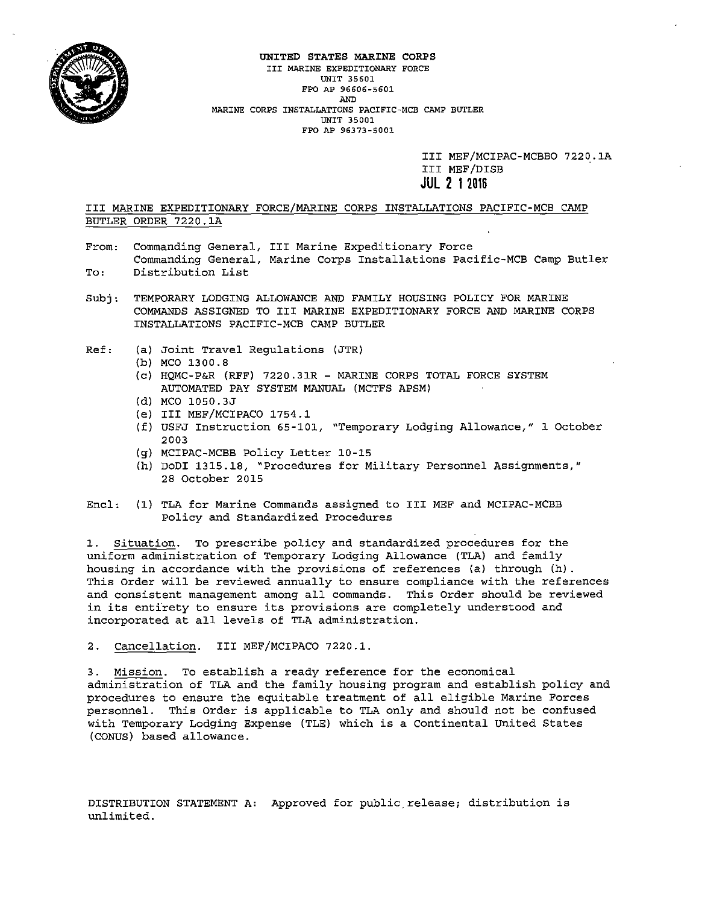**UNITED STATES MARINE CORPS**
III MARINE EXPEDITIONARY FORCE
UNIT 35601
FPO AP 96606-5601
AND
MARINE CORPS INSTALLATIONS PACIFIC-MCB CAMP BUTLER
UNIT 35001
FPO AP 96373-5001

III MEF/MCIPAC-MCBBO 7220.1A
III MEF/DISB
**JUL 2 1 2016**

III MARINE EXPEDITIONARY FORCE/MARINE CORPS INSTALLATIONS PACIFIC-MCB CAMP BUTLER ORDER 7220.1A

From: Commanding General, III Marine Expeditionary Force
Commanding General, Marine Corps Installations Pacific-MCB Camp Butler
To: Distribution List

Subj: TEMPORARY LODGING ALLOWANCE AND FAMILY HOUSING POLICY FOR MARINE COMMANDS ASSIGNED TO III MARINE EXPEDITIONARY FORCE AND MARINE CORPS INSTALLATIONS PACIFIC-MCB CAMP BUTLER

Ref: (a) Joint Travel Regulations (JTR)
(b) MCO 1300.8
(c) HQMC-P&R (RFF) 7220.31R - MARINE CORPS TOTAL FORCE SYSTEM AUTOMATED PAY SYSTEM MANUAL (MCTFS APSM)
(d) MCO 1050.3J
(e) III MEF/MCIPACO 1754.1
(f) USFJ Instruction 65-101, "Temporary Lodging Allowance," 1 October 2003
(g) MCIPAC-MCBB Policy Letter 10-15
(h) DoDI 1315.18, "Procedures for Military Personnel Assignments," 28 October 2015

Encl: (1) TLA for Marine Commands assigned to III MEF and MCIPAC-MCBB Policy and Standardized Procedures

1. Situation. To prescribe policy and standardized procedures for the uniform administration of Temporary Lodging Allowance (TLA) and family housing in accordance with the provisions of references (a) through (h). This Order will be reviewed annually to ensure compliance with the references and consistent management among all commands. This Order should be reviewed in its entirety to ensure its provisions are completely understood and incorporated at all levels of TLA administration.

2. Cancellation. III MEF/MCIPACO 7220.1.

3. Mission. To establish a ready reference for the economical administration of TLA and the family housing program and establish policy and procedures to ensure the equitable treatment of all eligible Marine Forces personnel. This Order is applicable to TLA only and should not be confused with Temporary Lodging Expense (TLE) which is a Continental United States (CONUS) based allowance.

DISTRIBUTION STATEMENT A: Approved for public release; distribution is unlimited.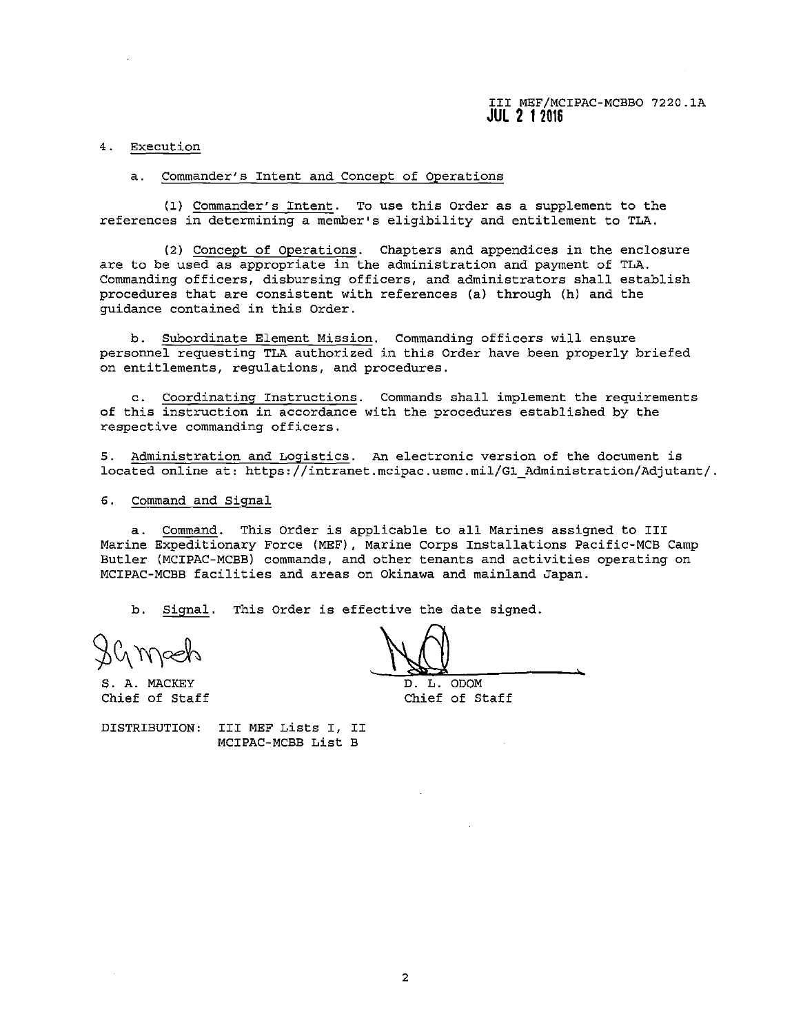III MEF/MCIPAC-MCBBO 7220.1A
**JUL 2 1 2016**

4. Execution

a. Commander's Intent and Concept of Operations

(1) Commander's Intent. To use this Order as a supplement to the references in determining a member's eligibility and entitlement to TLA.

(2) Concept of Operations. Chapters and appendices in the enclosure are to be used as appropriate in the administration and payment of TLA. Commanding officers, disbursing officers, and administrators shall establish procedures that are consistent with references (a) through (h) and the guidance contained in this Order.

b. Subordinate Element Mission. Commanding officers will ensure personnel requesting TLA authorized in this Order have been properly briefed on entitlements, regulations, and procedures.

c. Coordinating Instructions. Commands shall implement the requirements of this instruction in accordance with the procedures established by the respective commanding officers.

5. Administration and Logistics. An electronic version of the document is located online at: https://intranet.mcipac.usmc.mil/G1_Administration/Adjutant/.

6. Command and Signal

a. Command. This Order is applicable to all Marines assigned to III Marine Expeditionary Force (MEF), Marine Corps Installations Pacific-MCB Camp Butler (MCIPAC-MCBB) commands, and other tenants and activities operating on MCIPAC-MCBB facilities and areas on Okinawa and mainland Japan.

b. Signal. This Order is effective the date signed.

S. A. MACKEY
Chief of Staff

D. L. ODOM
Chief of Staff

DISTRIBUTION: III MEF Lists I, II
MCIPAC-MCBB List B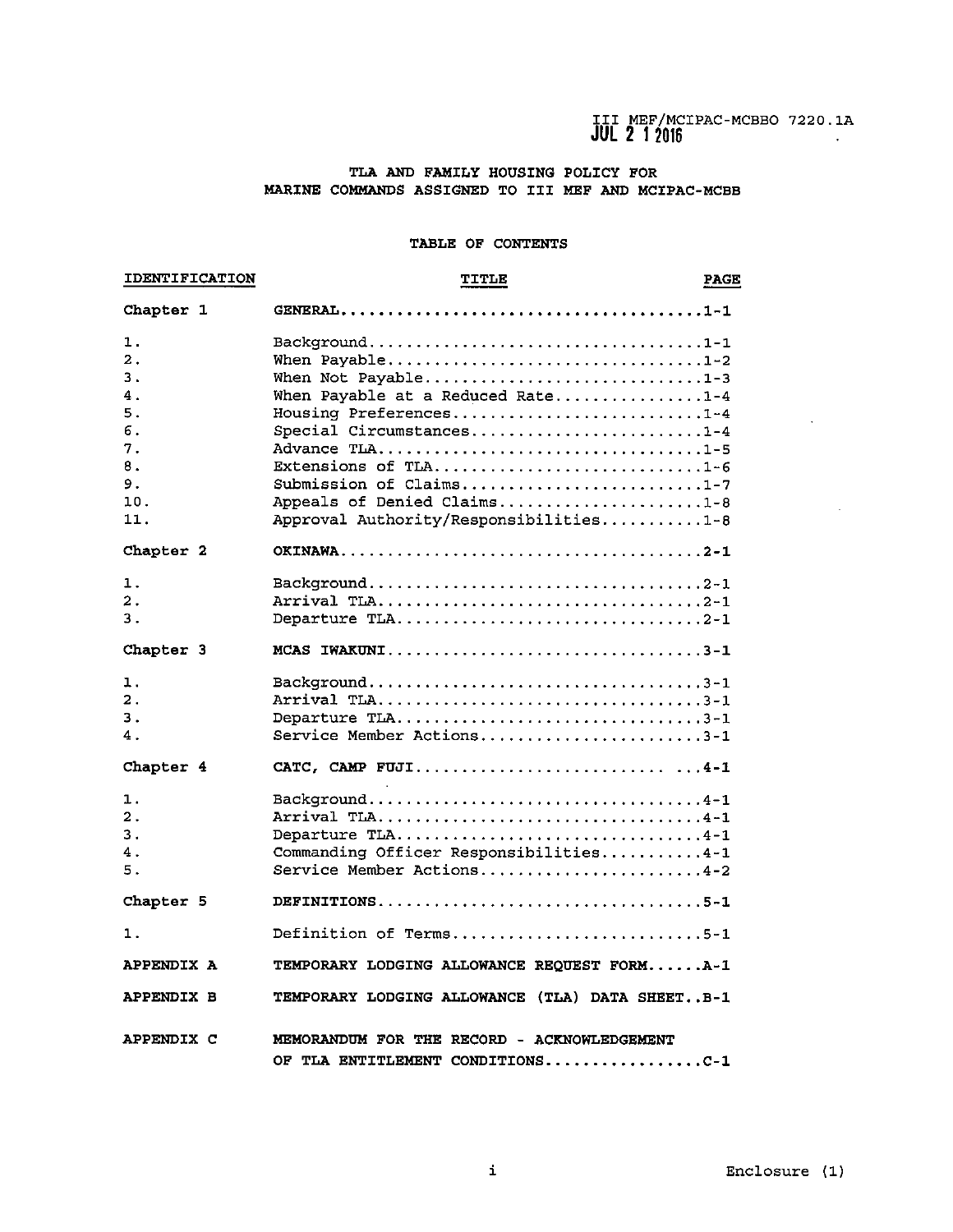III MEF/MCIPAC-MCBBO 7220.1A
JUL 2 1 2016

## TLA AND FAMILY HOUSING POLICY FOR MARINE COMMANDS ASSIGNED TO III MEF AND MCIPAC-MCBB

### TABLE OF CONTENTS

| IDENTIFICATION | TITLE | PAGE |
|---|---|---|
| **Chapter 1** | **GENERAL** | **1-1** |
| 1. | Background | 1-1 |
| 2. | When Payable | 1-2 |
| 3. | When Not Payable | 1-3 |
| 4. | When Payable at a Reduced Rate | 1-4 |
| 5. | Housing Preferences | 1-4 |
| 6. | Special Circumstances | 1-4 |
| 7. | Advance TLA | 1-5 |
| 8. | Extensions of TLA | 1-6 |
| 9. | Submission of Claims | 1-7 |
| 10. | Appeals of Denied Claims | 1-8 |
| 11. | Approval Authority/Responsibilities | 1-8 |
| **Chapter 2** | **OKINAWA** | **2-1** |
| 1. | Background | 2-1 |
| 2. | Arrival TLA | 2-1 |
| 3. | Departure TLA | 2-1 |
| **Chapter 3** | **MCAS IWAKUNI** | **3-1** |
| 1. | Background | 3-1 |
| 2. | Arrival TLA | 3-1 |
| 3. | Departure TLA | 3-1 |
| 4. | Service Member Actions | 3-1 |
| **Chapter 4** | **CATC, CAMP FUJI** | **4-1** |
| 1. | Background | 4-1 |
| 2. | Arrival TLA | 4-1 |
| 3. | Departure TLA | 4-1 |
| 4. | Commanding Officer Responsibilities | 4-1 |
| 5. | Service Member Actions | 4-2 |
| **Chapter 5** | **DEFINITIONS** | **5-1** |
| 1. | Definition of Terms | 5-1 |
| **APPENDIX A** | **TEMPORARY LODGING ALLOWANCE REQUEST FORM** | **A-1** |
| **APPENDIX B** | **TEMPORARY LODGING ALLOWANCE (TLA) DATA SHEET** | **B-1** |
| **APPENDIX C** | **MEMORANDUM FOR THE RECORD - ACKNOWLEDGEMENT OF TLA ENTITLEMENT CONDITIONS** | **C-1** |

Enclosure (1)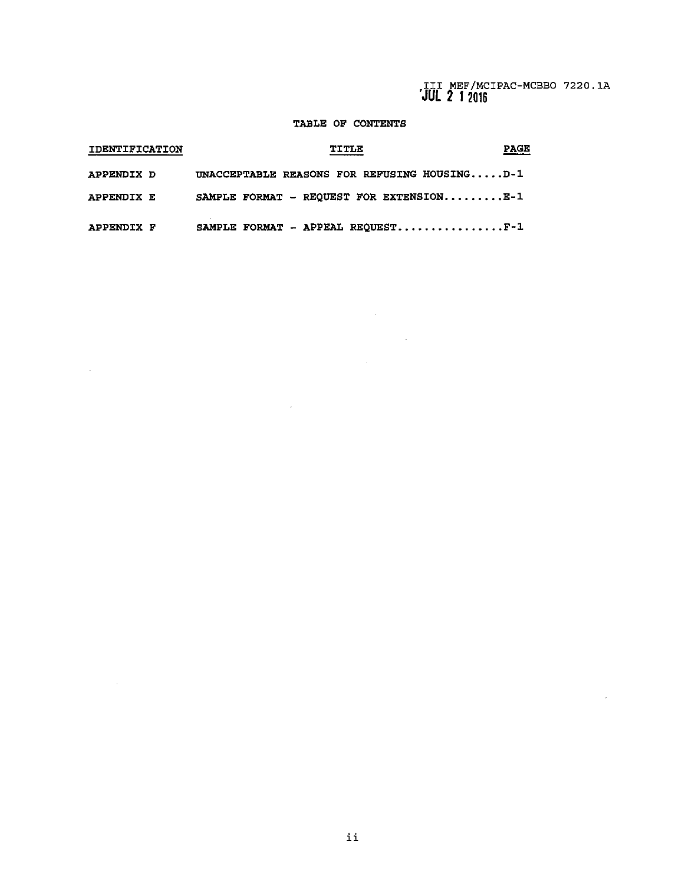## TABLE OF CONTENTS

| IDENTIFICATION | TITLE | PAGE |
|---|---|---|
| APPENDIX D | UNACCEPTABLE REASONS FOR REFUSING HOUSING | D-1 |
| APPENDIX E | SAMPLE FORMAT - REQUEST FOR EXTENSION | E-1 |
| APPENDIX F | SAMPLE FORMAT - APPEAL REQUEST | F-1 |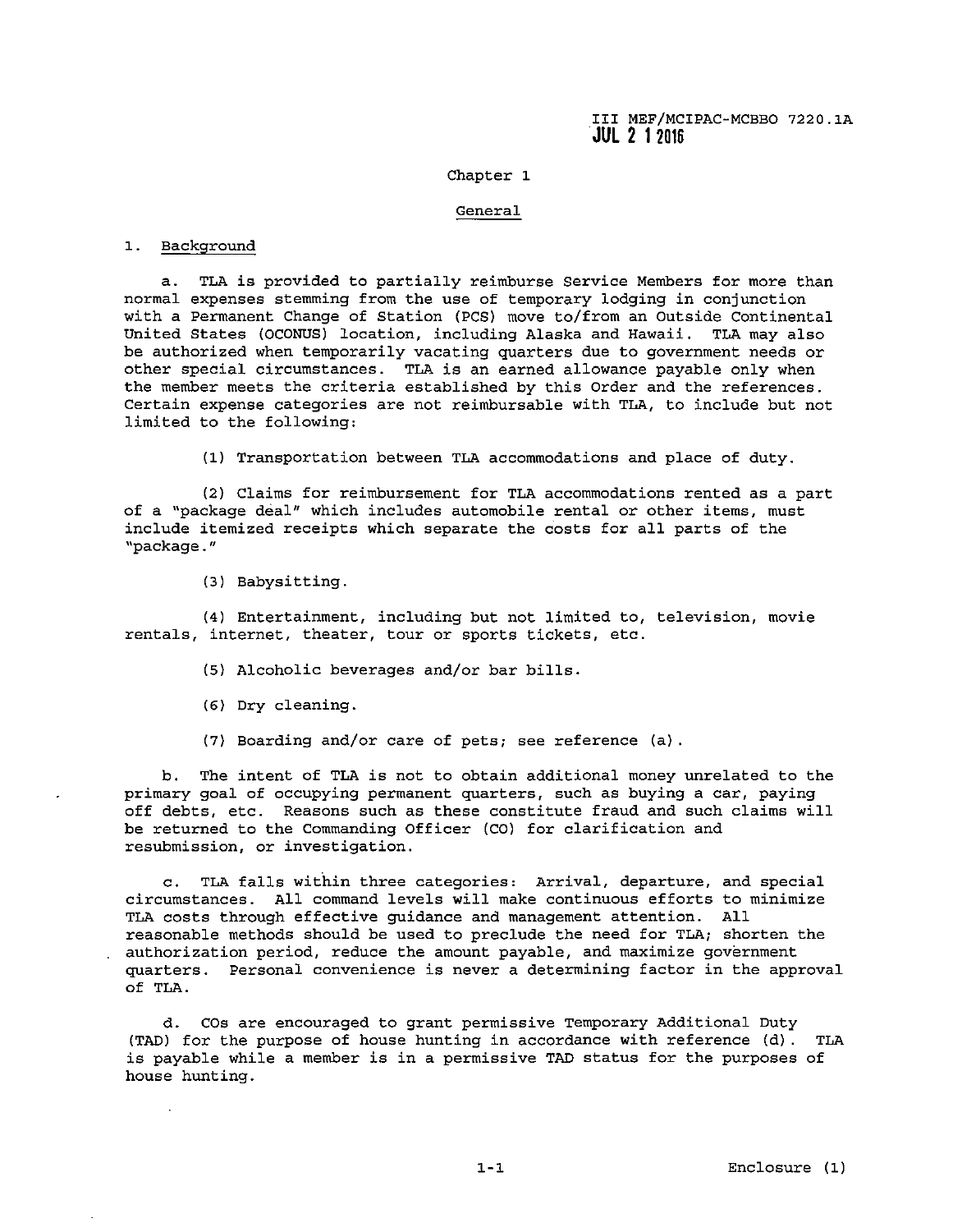## Chapter 1

### General

1. Background

a. TLA is provided to partially reimburse Service Members for more than normal expenses stemming from the use of temporary lodging in conjunction with a Permanent Change of Station (PCS) move to/from an Outside Continental United States (OCONUS) location, including Alaska and Hawaii. TLA may also be authorized when temporarily vacating quarters due to government needs or other special circumstances. TLA is an earned allowance payable only when the member meets the criteria established by this Order and the references. Certain expense categories are not reimbursable with TLA, to include but not limited to the following:

(1) Transportation between TLA accommodations and place of duty.

(2) Claims for reimbursement for TLA accommodations rented as a part of a "package deal" which includes automobile rental or other items, must include itemized receipts which separate the costs for all parts of the "package."

(3) Babysitting.

(4) Entertainment, including but not limited to, television, movie rentals, internet, theater, tour or sports tickets, etc.

(5) Alcoholic beverages and/or bar bills.

(6) Dry cleaning.

(7) Boarding and/or care of pets; see reference (a).

b. The intent of TLA is not to obtain additional money unrelated to the primary goal of occupying permanent quarters, such as buying a car, paying off debts, etc. Reasons such as these constitute fraud and such claims will be returned to the Commanding Officer (CO) for clarification and resubmission, or investigation.

c. TLA falls within three categories: Arrival, departure, and special circumstances. All command levels will make continuous efforts to minimize TLA costs through effective guidance and management attention. All reasonable methods should be used to preclude the need for TLA; shorten the authorization period, reduce the amount payable, and maximize government quarters. Personal convenience is never a determining factor in the approval of TLA.

d. COs are encouraged to grant permissive Temporary Additional Duty (TAD) for the purpose of house hunting in accordance with reference (d). TLA is payable while a member is in a permissive TAD status for the purposes of house hunting.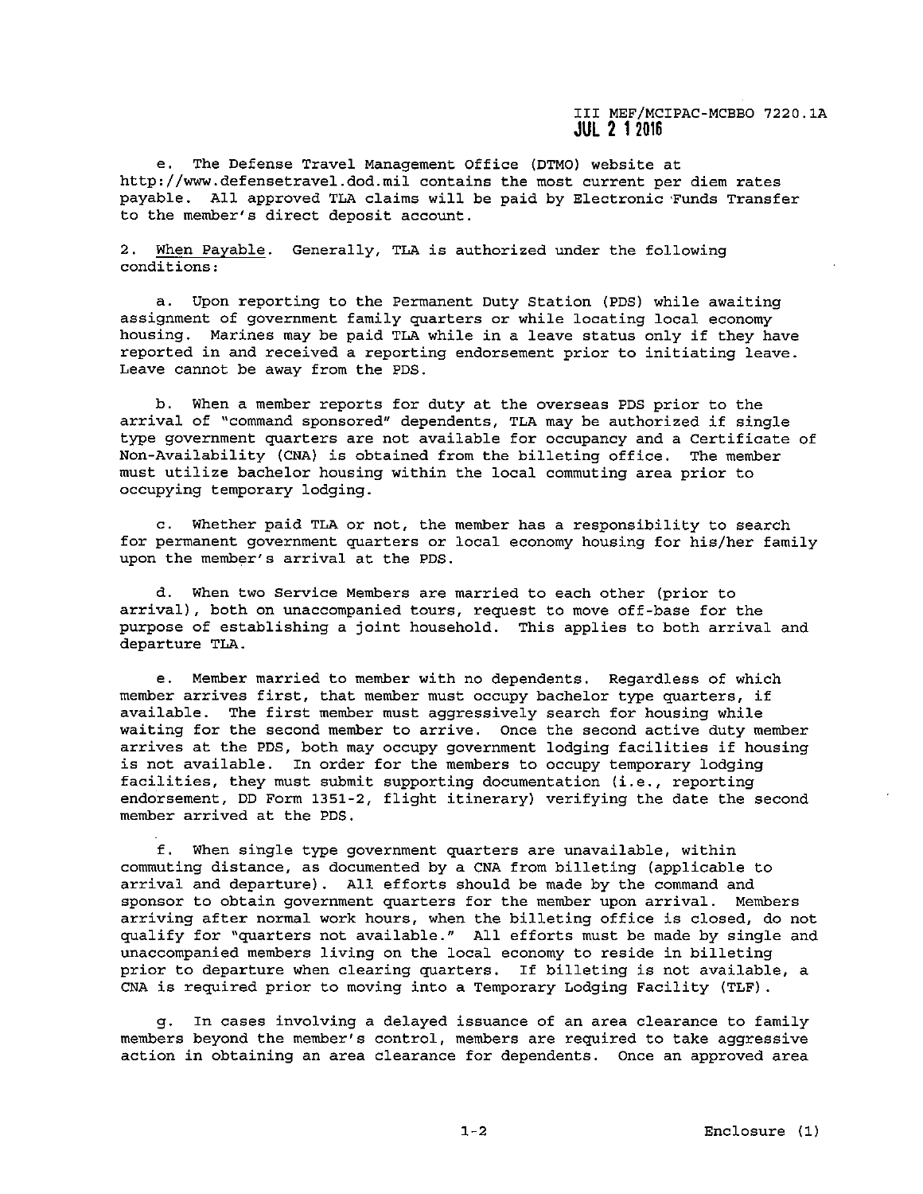e. The Defense Travel Management Office (DTMO) website at http://www.defensetravel.dod.mil contains the most current per diem rates payable. All approved TLA claims will be paid by Electronic Funds Transfer to the member's direct deposit account.

2. When Payable. Generally, TLA is authorized under the following conditions:

a. Upon reporting to the Permanent Duty Station (PDS) while awaiting assignment of government family quarters or while locating local economy housing. Marines may be paid TLA while in a leave status only if they have reported in and received a reporting endorsement prior to initiating leave. Leave cannot be away from the PDS.

b. When a member reports for duty at the overseas PDS prior to the arrival of "command sponsored" dependents, TLA may be authorized if single type government quarters are not available for occupancy and a Certificate of Non-Availability (CNA) is obtained from the billeting office. The member must utilize bachelor housing within the local commuting area prior to occupying temporary lodging.

c. Whether paid TLA or not, the member has a responsibility to search for permanent government quarters or local economy housing for his/her family upon the member's arrival at the PDS.

d. When two Service Members are married to each other (prior to arrival), both on unaccompanied tours, request to move off-base for the purpose of establishing a joint household. This applies to both arrival and departure TLA.

e. Member married to member with no dependents. Regardless of which member arrives first, that member must occupy bachelor type quarters, if available. The first member must aggressively search for housing while waiting for the second member to arrive. Once the second active duty member arrives at the PDS, both may occupy government lodging facilities if housing is not available. In order for the members to occupy temporary lodging facilities, they must submit supporting documentation (i.e., reporting endorsement, DD Form 1351-2, flight itinerary) verifying the date the second member arrived at the PDS.

f. When single type government quarters are unavailable, within commuting distance, as documented by a CNA from billeting (applicable to arrival and departure). All efforts should be made by the command and sponsor to obtain government quarters for the member upon arrival. Members arriving after normal work hours, when the billeting office is closed, do not qualify for "quarters not available." All efforts must be made by single and unaccompanied members living on the local economy to reside in billeting prior to departure when clearing quarters. If billeting is not available, a CNA is required prior to moving into a Temporary Lodging Facility (TLF).

g. In cases involving a delayed issuance of an area clearance to family members beyond the member's control, members are required to take aggressive action in obtaining an area clearance for dependents. Once an approved area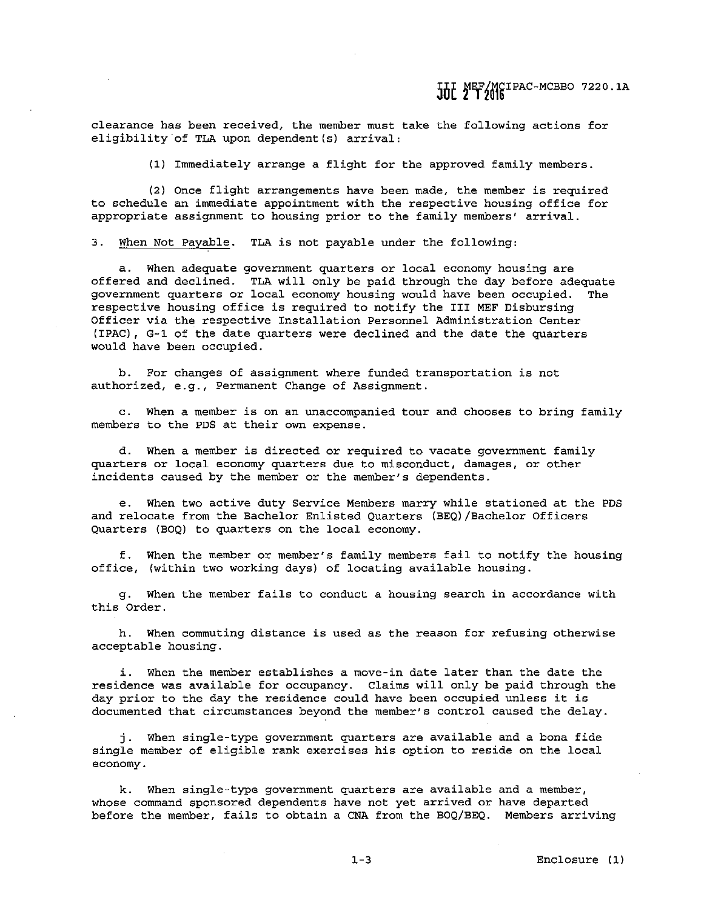clearance has been received, the member must take the following actions for eligibility of TLA upon dependent(s) arrival:

(1) Immediately arrange a flight for the approved family members.

(2) Once flight arrangements have been made, the member is required to schedule an immediate appointment with the respective housing office for appropriate assignment to housing prior to the family members' arrival.

3. When Not Payable. TLA is not payable under the following:

a. When adequate government quarters or local economy housing are offered and declined. TLA will only be paid through the day before adequate government quarters or local economy housing would have been occupied. The respective housing office is required to notify the III MEF Disbursing Officer via the respective Installation Personnel Administration Center (IPAC), G-1 of the date quarters were declined and the date the quarters would have been occupied.

b. For changes of assignment where funded transportation is not authorized, e.g., Permanent Change of Assignment.

c. When a member is on an unaccompanied tour and chooses to bring family members to the PDS at their own expense.

d. When a member is directed or required to vacate government family quarters or local economy quarters due to misconduct, damages, or other incidents caused by the member or the member's dependents.

e. When two active duty Service Members marry while stationed at the PDS and relocate from the Bachelor Enlisted Quarters (BEQ)/Bachelor Officers Quarters (BOQ) to quarters on the local economy.

f. When the member or member's family members fail to notify the housing office, (within two working days) of locating available housing.

g. When the member fails to conduct a housing search in accordance with this Order.

h. When commuting distance is used as the reason for refusing otherwise acceptable housing.

i. When the member establishes a move-in date later than the date the residence was available for occupancy. Claims will only be paid through the day prior to the day the residence could have been occupied unless it is documented that circumstances beyond the member's control caused the delay.

j. When single-type government quarters are available and a bona fide single member of eligible rank exercises his option to reside on the local economy.

k. When single-type government quarters are available and a member, whose command sponsored dependents have not yet arrived or have departed before the member, fails to obtain a CNA from the BOQ/BEQ. Members arriving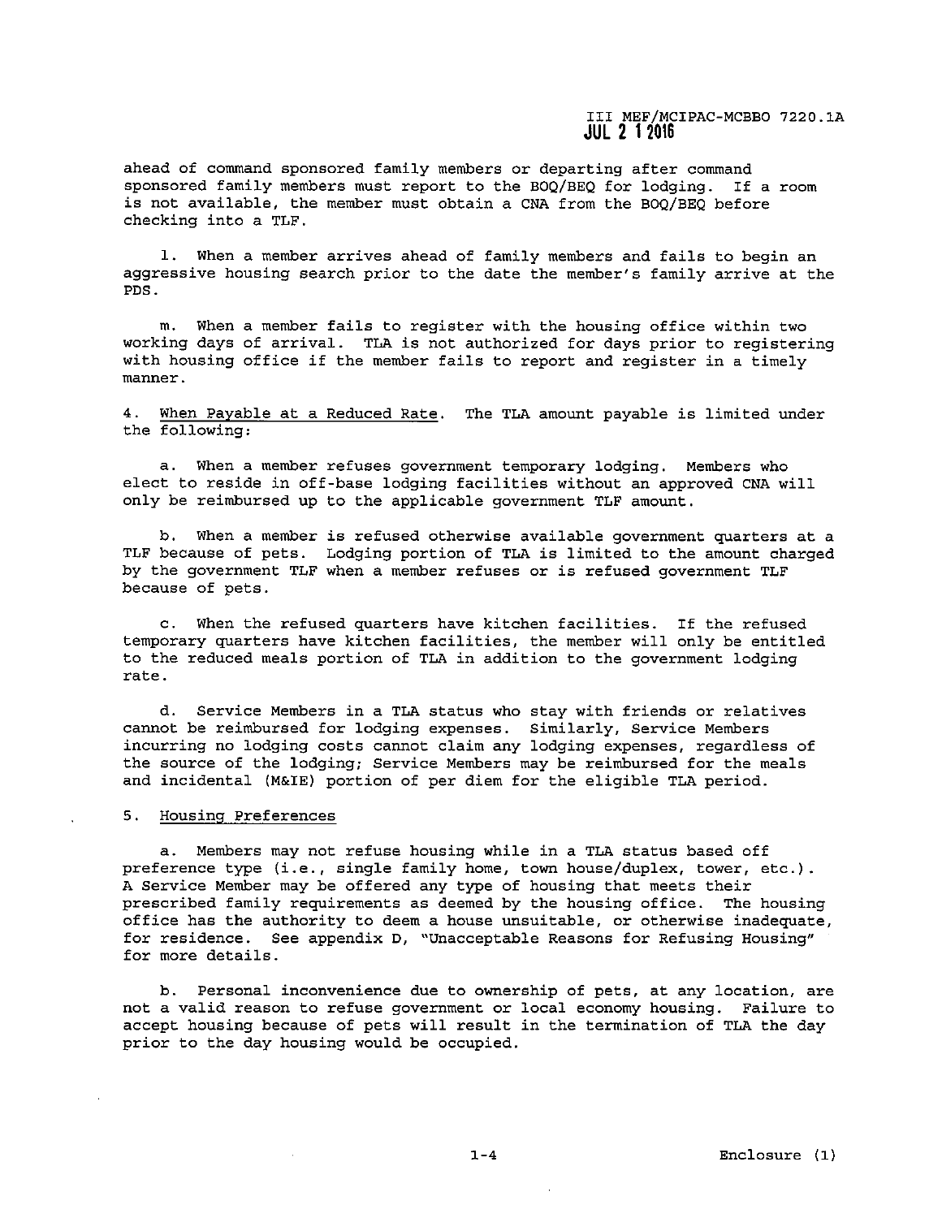ahead of command sponsored family members or departing after command sponsored family members must report to the BOQ/BEQ for lodging. If a room is not available, the member must obtain a CNA from the BOQ/BEQ before checking into a TLF.

l. When a member arrives ahead of family members and fails to begin an aggressive housing search prior to the date the member's family arrive at the PDS.

m. When a member fails to register with the housing office within two working days of arrival. TLA is not authorized for days prior to registering with housing office if the member fails to report and register in a timely manner.

4. When Payable at a Reduced Rate. The TLA amount payable is limited under the following:

a. When a member refuses government temporary lodging. Members who elect to reside in off-base lodging facilities without an approved CNA will only be reimbursed up to the applicable government TLF amount.

b. When a member is refused otherwise available government quarters at a TLF because of pets. Lodging portion of TLA is limited to the amount charged by the government TLF when a member refuses or is refused government TLF because of pets.

c. When the refused quarters have kitchen facilities. If the refused temporary quarters have kitchen facilities, the member will only be entitled to the reduced meals portion of TLA in addition to the government lodging rate.

d. Service Members in a TLA status who stay with friends or relatives cannot be reimbursed for lodging expenses. Similarly, Service Members incurring no lodging costs cannot claim any lodging expenses, regardless of the source of the lodging; Service Members may be reimbursed for the meals and incidental (M&IE) portion of per diem for the eligible TLA period.

5. Housing Preferences

a. Members may not refuse housing while in a TLA status based off preference type (i.e., single family home, town house/duplex, tower, etc.). A Service Member may be offered any type of housing that meets their prescribed family requirements as deemed by the housing office. The housing office has the authority to deem a house unsuitable, or otherwise inadequate, for residence. See appendix D, "Unacceptable Reasons for Refusing Housing" for more details.

b. Personal inconvenience due to ownership of pets, at any location, are not a valid reason to refuse government or local economy housing. Failure to accept housing because of pets will result in the termination of TLA the day prior to the day housing would be occupied.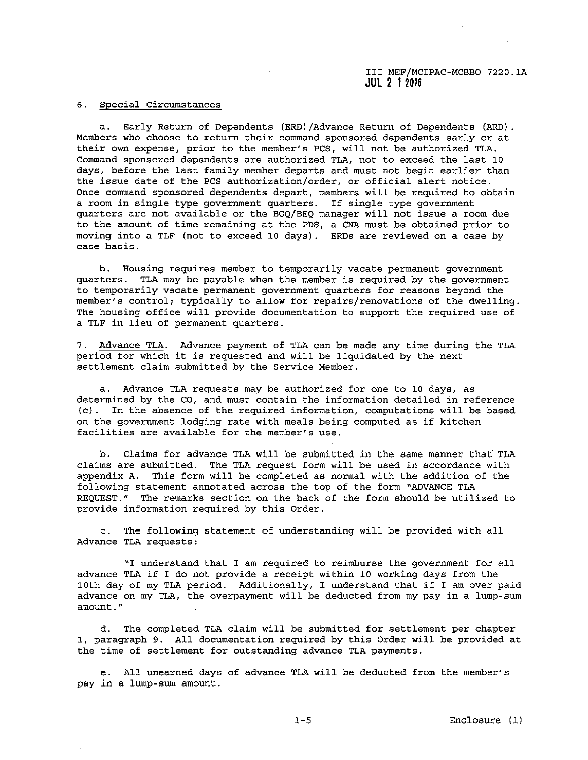6. Special Circumstances

a. Early Return of Dependents (ERD)/Advance Return of Dependents (ARD). Members who choose to return their command sponsored dependents early or at their own expense, prior to the member's PCS, will not be authorized TLA. Command sponsored dependents are authorized TLA, not to exceed the last 10 days, before the last family member departs and must not begin earlier than the issue date of the PCS authorization/order, or official alert notice. Once command sponsored dependents depart, members will be required to obtain a room in single type government quarters. If single type government quarters are not available or the BOQ/BEQ manager will not issue a room due to the amount of time remaining at the PDS, a CNA must be obtained prior to moving into a TLF (not to exceed 10 days). ERDs are reviewed on a case by case basis.

b. Housing requires member to temporarily vacate permanent government quarters. TLA may be payable when the member is required by the government to temporarily vacate permanent government quarters for reasons beyond the member's control; typically to allow for repairs/renovations of the dwelling. The housing office will provide documentation to support the required use of a TLF in lieu of permanent quarters.

7. Advance TLA. Advance payment of TLA can be made any time during the TLA period for which it is requested and will be liquidated by the next settlement claim submitted by the Service Member.

a. Advance TLA requests may be authorized for one to 10 days, as determined by the CO, and must contain the information detailed in reference (c). In the absence of the required information, computations will be based on the government lodging rate with meals being computed as if kitchen facilities are available for the member's use.

b. Claims for advance TLA will be submitted in the same manner that TLA claims are submitted. The TLA request form will be used in accordance with appendix A. This form will be completed as normal with the addition of the following statement annotated across the top of the form "ADVANCE TLA REQUEST." The remarks section on the back of the form should be utilized to provide information required by this Order.

c. The following statement of understanding will be provided with all Advance TLA requests:

"I understand that I am required to reimburse the government for all advance TLA if I do not provide a receipt within 10 working days from the 10th day of my TLA period. Additionally, I understand that if I am over paid advance on my TLA, the overpayment will be deducted from my pay in a lump-sum amount."

d. The completed TLA claim will be submitted for settlement per chapter 1, paragraph 9. All documentation required by this Order will be provided at the time of settlement for outstanding advance TLA payments.

e. All unearned days of advance TLA will be deducted from the member's pay in a lump-sum amount.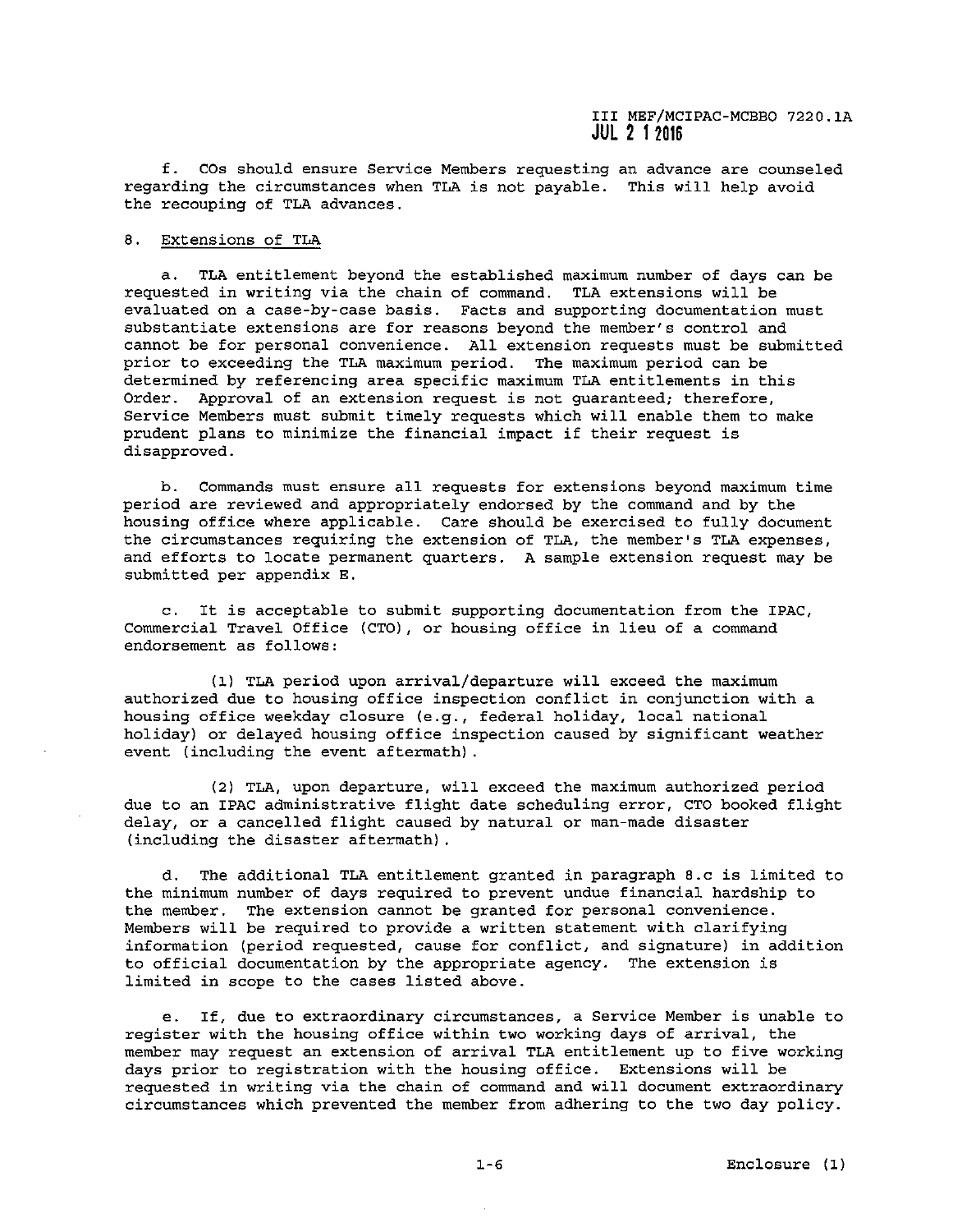f. COs should ensure Service Members requesting an advance are counseled regarding the circumstances when TLA is not payable. This will help avoid the recouping of TLA advances.

8. Extensions of TLA

a. TLA entitlement beyond the established maximum number of days can be requested in writing via the chain of command. TLA extensions will be evaluated on a case-by-case basis. Facts and supporting documentation must substantiate extensions are for reasons beyond the member's control and cannot be for personal convenience. All extension requests must be submitted prior to exceeding the TLA maximum period. The maximum period can be determined by referencing area specific maximum TLA entitlements in this Order. Approval of an extension request is not guaranteed; therefore, Service Members must submit timely requests which will enable them to make prudent plans to minimize the financial impact if their request is disapproved.

b. Commands must ensure all requests for extensions beyond maximum time period are reviewed and appropriately endorsed by the command and by the housing office where applicable. Care should be exercised to fully document the circumstances requiring the extension of TLA, the member's TLA expenses, and efforts to locate permanent quarters. A sample extension request may be submitted per appendix E.

c. It is acceptable to submit supporting documentation from the IPAC, Commercial Travel Office (CTO), or housing office in lieu of a command endorsement as follows:

(1) TLA period upon arrival/departure will exceed the maximum authorized due to housing office inspection conflict in conjunction with a housing office weekday closure (e.g., federal holiday, local national holiday) or delayed housing office inspection caused by significant weather event (including the event aftermath).

(2) TLA, upon departure, will exceed the maximum authorized period due to an IPAC administrative flight date scheduling error, CTO booked flight delay, or a cancelled flight caused by natural or man-made disaster (including the disaster aftermath).

d. The additional TLA entitlement granted in paragraph 8.c is limited to the minimum number of days required to prevent undue financial hardship to the member. The extension cannot be granted for personal convenience. Members will be required to provide a written statement with clarifying information (period requested, cause for conflict, and signature) in addition to official documentation by the appropriate agency. The extension is limited in scope to the cases listed above.

e. If, due to extraordinary circumstances, a Service Member is unable to register with the housing office within two working days of arrival, the member may request an extension of arrival TLA entitlement up to five working days prior to registration with the housing office. Extensions will be requested in writing via the chain of command and will document extraordinary circumstances which prevented the member from adhering to the two day policy.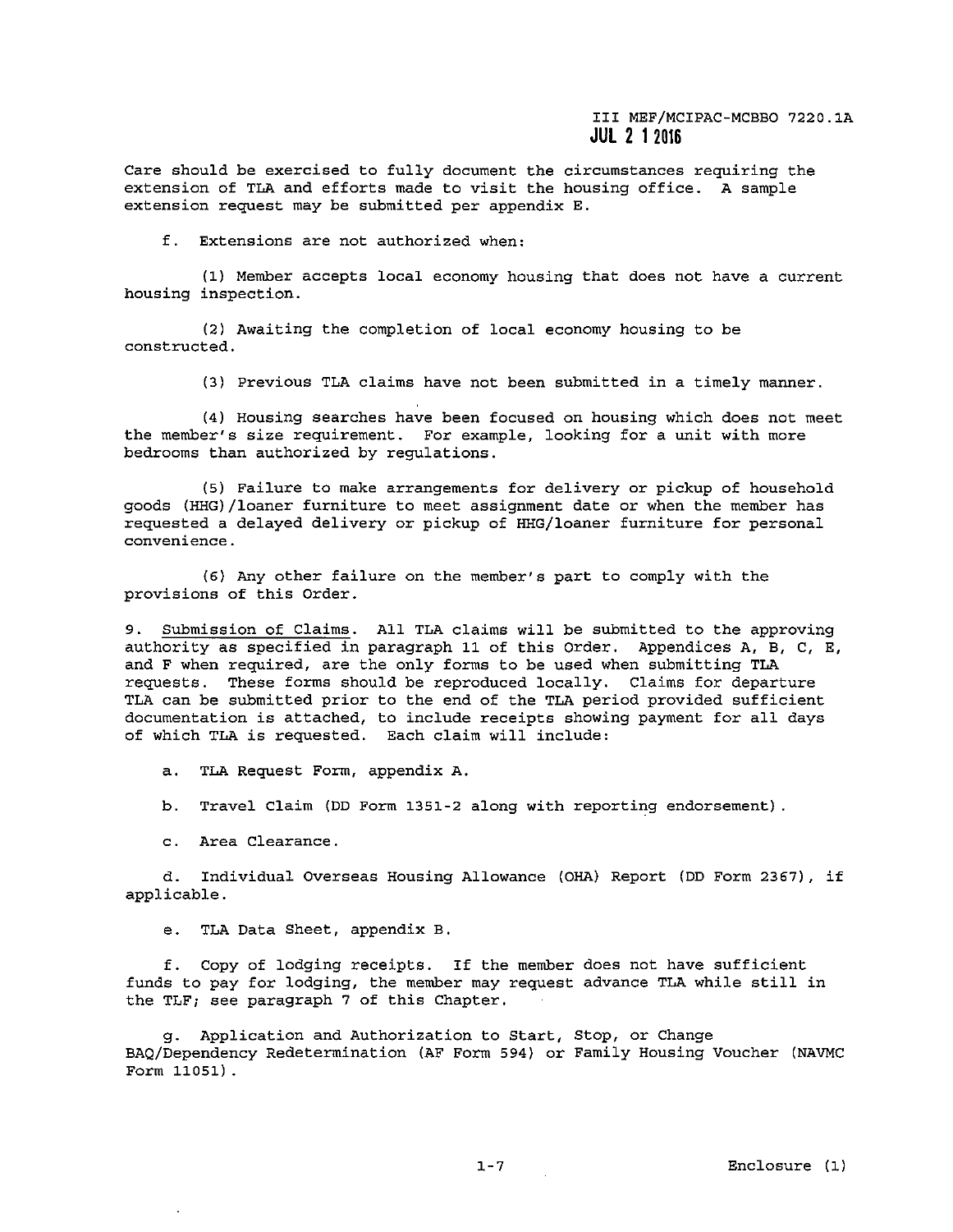Care should be exercised to fully document the circumstances requiring the extension of TLA and efforts made to visit the housing office. A sample extension request may be submitted per appendix E.

f. Extensions are not authorized when:

(1) Member accepts local economy housing that does not have a current housing inspection.

(2) Awaiting the completion of local economy housing to be constructed.

(3) Previous TLA claims have not been submitted in a timely manner.

(4) Housing searches have been focused on housing which does not meet the member's size requirement. For example, looking for a unit with more bedrooms than authorized by regulations.

(5) Failure to make arrangements for delivery or pickup of household goods (HHG)/loaner furniture to meet assignment date or when the member has requested a delayed delivery or pickup of HHG/loaner furniture for personal convenience.

(6) Any other failure on the member's part to comply with the provisions of this Order.

9. Submission of Claims. All TLA claims will be submitted to the approving authority as specified in paragraph 11 of this Order. Appendices A, B, C, E, and F when required, are the only forms to be used when submitting TLA requests. These forms should be reproduced locally. Claims for departure TLA can be submitted prior to the end of the TLA period provided sufficient documentation is attached, to include receipts showing payment for all days of which TLA is requested. Each claim will include:

a. TLA Request Form, appendix A.

b. Travel Claim (DD Form 1351-2 along with reporting endorsement).

c. Area Clearance.

d. Individual Overseas Housing Allowance (OHA) Report (DD Form 2367), if applicable.

e. TLA Data Sheet, appendix B.

f. Copy of lodging receipts. If the member does not have sufficient funds to pay for lodging, the member may request advance TLA while still in the TLF; see paragraph 7 of this Chapter.

g. Application and Authorization to Start, Stop, or Change BAQ/Dependency Redetermination (AF Form 594) or Family Housing Voucher (NAVMC Form 11051).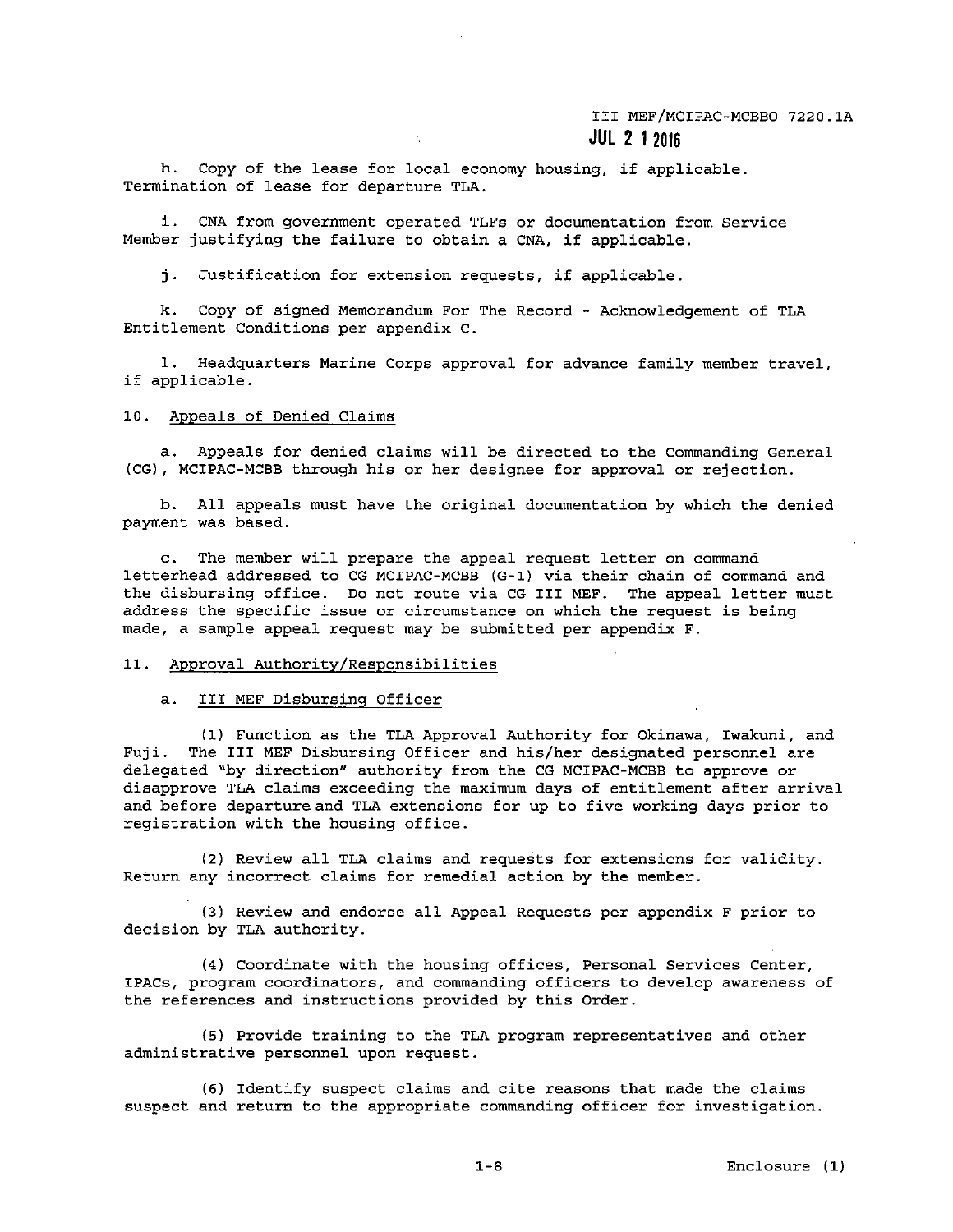h. Copy of the lease for local economy housing, if applicable. Termination of lease for departure TLA.

i. CNA from government operated TLFs or documentation from Service Member justifying the failure to obtain a CNA, if applicable.

j. Justification for extension requests, if applicable.

k. Copy of signed Memorandum For The Record - Acknowledgement of TLA Entitlement Conditions per appendix C.

l. Headquarters Marine Corps approval for advance family member travel, if applicable.

10. Appeals of Denied Claims

a. Appeals for denied claims will be directed to the Commanding General (CG), MCIPAC-MCBB through his or her designee for approval or rejection.

b. All appeals must have the original documentation by which the denied payment was based.

c. The member will prepare the appeal request letter on command letterhead addressed to CG MCIPAC-MCBB (G-1) via their chain of command and the disbursing office. Do not route via CG III MEF. The appeal letter must address the specific issue or circumstance on which the request is being made, a sample appeal request may be submitted per appendix F.

11. Approval Authority/Responsibilities

a. III MEF Disbursing Officer

(1) Function as the TLA Approval Authority for Okinawa, Iwakuni, and Fuji. The III MEF Disbursing Officer and his/her designated personnel are delegated "by direction" authority from the CG MCIPAC-MCBB to approve or disapprove TLA claims exceeding the maximum days of entitlement after arrival and before departure and TLA extensions for up to five working days prior to registration with the housing office.

(2) Review all TLA claims and requests for extensions for validity. Return any incorrect claims for remedial action by the member.

(3) Review and endorse all Appeal Requests per appendix F prior to decision by TLA authority.

(4) Coordinate with the housing offices, Personal Services Center, IPACs, program coordinators, and commanding officers to develop awareness of the references and instructions provided by this Order.

(5) Provide training to the TLA program representatives and other administrative personnel upon request.

(6) Identify suspect claims and cite reasons that made the claims suspect and return to the appropriate commanding officer for investigation.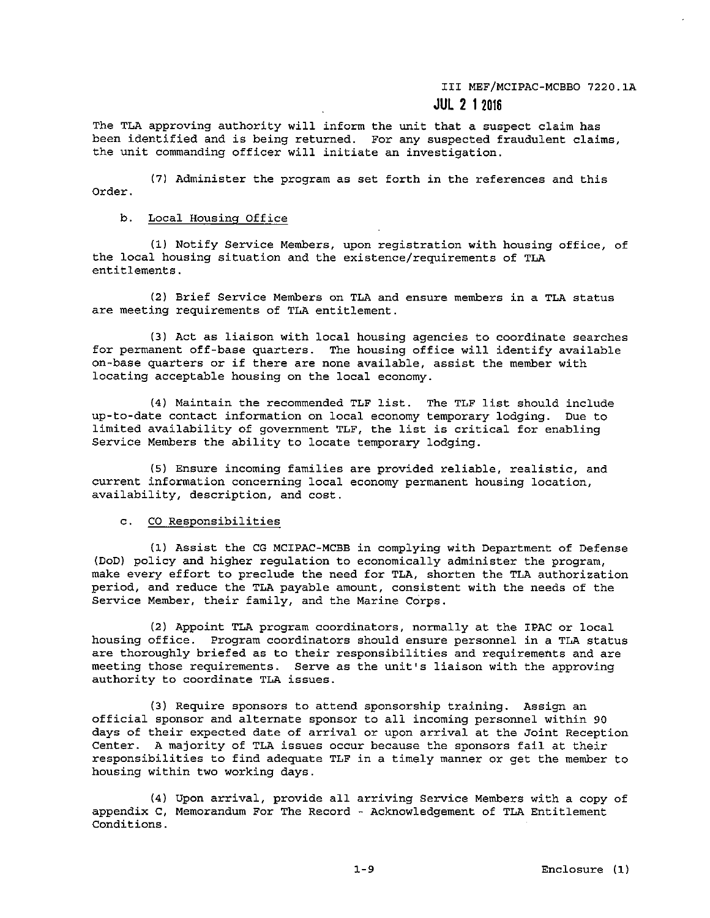The TLA approving authority will inform the unit that a suspect claim has been identified and is being returned. For any suspected fraudulent claims, the unit commanding officer will initiate an investigation.

(7) Administer the program as set forth in the references and this Order.

b. Local Housing Office

(1) Notify Service Members, upon registration with housing office, of the local housing situation and the existence/requirements of TLA entitlements.

(2) Brief Service Members on TLA and ensure members in a TLA status are meeting requirements of TLA entitlement.

(3) Act as liaison with local housing agencies to coordinate searches for permanent off-base quarters. The housing office will identify available on-base quarters or if there are none available, assist the member with locating acceptable housing on the local economy.

(4) Maintain the recommended TLF list. The TLF list should include up-to-date contact information on local economy temporary lodging. Due to limited availability of government TLF, the list is critical for enabling Service Members the ability to locate temporary lodging.

(5) Ensure incoming families are provided reliable, realistic, and current information concerning local economy permanent housing location, availability, description, and cost.

c. CO Responsibilities

(1) Assist the CG MCIPAC-MCBB in complying with Department of Defense (DoD) policy and higher regulation to economically administer the program, make every effort to preclude the need for TLA, shorten the TLA authorization period, and reduce the TLA payable amount, consistent with the needs of the Service Member, their family, and the Marine Corps.

(2) Appoint TLA program coordinators, normally at the IPAC or local housing office. Program coordinators should ensure personnel in a TLA status are thoroughly briefed as to their responsibilities and requirements and are meeting those requirements. Serve as the unit's liaison with the approving authority to coordinate TLA issues.

(3) Require sponsors to attend sponsorship training. Assign an official sponsor and alternate sponsor to all incoming personnel within 90 days of their expected date of arrival or upon arrival at the Joint Reception Center. A majority of TLA issues occur because the sponsors fail at their responsibilities to find adequate TLF in a timely manner or get the member to housing within two working days.

(4) Upon arrival, provide all arriving Service Members with a copy of appendix C, Memorandum For The Record - Acknowledgement of TLA Entitlement Conditions.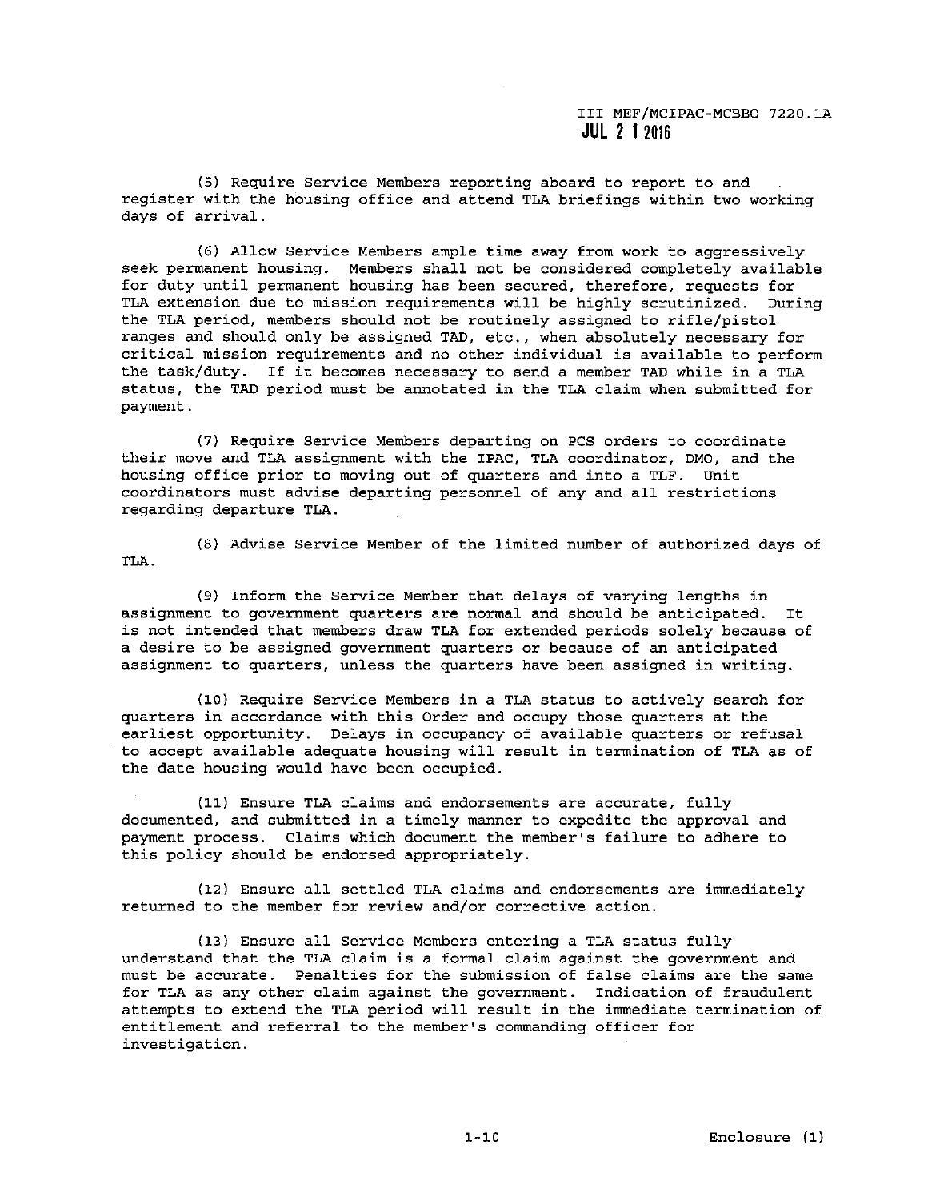(5) Require Service Members reporting aboard to report to and register with the housing office and attend TLA briefings within two working days of arrival.

(6) Allow Service Members ample time away from work to aggressively seek permanent housing. Members shall not be considered completely available for duty until permanent housing has been secured, therefore, requests for TLA extension due to mission requirements will be highly scrutinized. During the TLA period, members should not be routinely assigned to rifle/pistol ranges and should only be assigned TAD, etc., when absolutely necessary for critical mission requirements and no other individual is available to perform the task/duty. If it becomes necessary to send a member TAD while in a TLA status, the TAD period must be annotated in the TLA claim when submitted for payment.

(7) Require Service Members departing on PCS orders to coordinate their move and TLA assignment with the IPAC, TLA coordinator, DMO, and the housing office prior to moving out of quarters and into a TLF. Unit coordinators must advise departing personnel of any and all restrictions regarding departure TLA.

(8) Advise Service Member of the limited number of authorized days of TLA.

(9) Inform the Service Member that delays of varying lengths in assignment to government quarters are normal and should be anticipated. It is not intended that members draw TLA for extended periods solely because of a desire to be assigned government quarters or because of an anticipated assignment to quarters, unless the quarters have been assigned in writing.

(10) Require Service Members in a TLA status to actively search for quarters in accordance with this Order and occupy those quarters at the earliest opportunity. Delays in occupancy of available quarters or refusal to accept available adequate housing will result in termination of TLA as of the date housing would have been occupied.

(11) Ensure TLA claims and endorsements are accurate, fully documented, and submitted in a timely manner to expedite the approval and payment process. Claims which document the member's failure to adhere to this policy should be endorsed appropriately.

(12) Ensure all settled TLA claims and endorsements are immediately returned to the member for review and/or corrective action.

(13) Ensure all Service Members entering a TLA status fully understand that the TLA claim is a formal claim against the government and must be accurate. Penalties for the submission of false claims are the same for TLA as any other claim against the government. Indication of fraudulent attempts to extend the TLA period will result in the immediate termination of entitlement and referral to the member's commanding officer for investigation.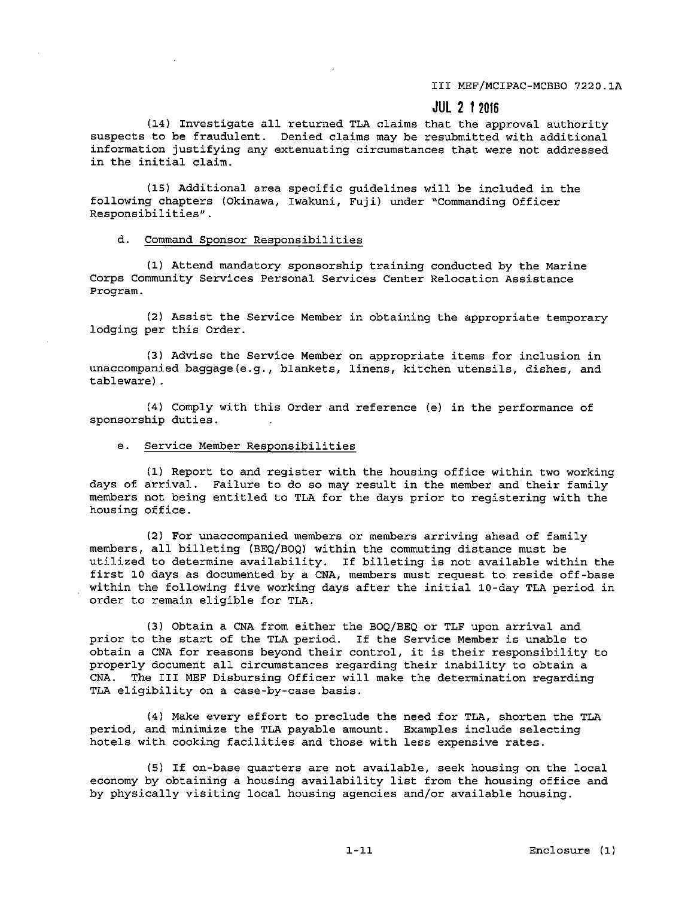(14) Investigate all returned TLA claims that the approval authority suspects to be fraudulent. Denied claims may be resubmitted with additional information justifying any extenuating circumstances that were not addressed in the initial claim.

(15) Additional area specific guidelines will be included in the following chapters (Okinawa, Iwakuni, Fuji) under "Commanding Officer Responsibilities".

d. Command Sponsor Responsibilities

(1) Attend mandatory sponsorship training conducted by the Marine Corps Community Services Personal Services Center Relocation Assistance Program.

(2) Assist the Service Member in obtaining the appropriate temporary lodging per this Order.

(3) Advise the Service Member on appropriate items for inclusion in unaccompanied baggage(e.g., blankets, linens, kitchen utensils, dishes, and tableware).

(4) Comply with this Order and reference (e) in the performance of sponsorship duties.

e. Service Member Responsibilities

(1) Report to and register with the housing office within two working days of arrival. Failure to do so may result in the member and their family members not being entitled to TLA for the days prior to registering with the housing office.

(2) For unaccompanied members or members arriving ahead of family members, all billeting (BEQ/BOQ) within the commuting distance must be utilized to determine availability. If billeting is not available within the first 10 days as documented by a CNA, members must request to reside off-base within the following five working days after the initial 10-day TLA period in order to remain eligible for TLA.

(3) Obtain a CNA from either the BOQ/BEQ or TLF upon arrival and prior to the start of the TLA period. If the Service Member is unable to obtain a CNA for reasons beyond their control, it is their responsibility to properly document all circumstances regarding their inability to obtain a CNA. The III MEF Disbursing Officer will make the determination regarding TLA eligibility on a case-by-case basis.

(4) Make every effort to preclude the need for TLA, shorten the TLA period, and minimize the TLA payable amount. Examples include selecting hotels with cooking facilities and those with less expensive rates.

(5) If on-base quarters are not available, seek housing on the local economy by obtaining a housing availability list from the housing office and by physically visiting local housing agencies and/or available housing.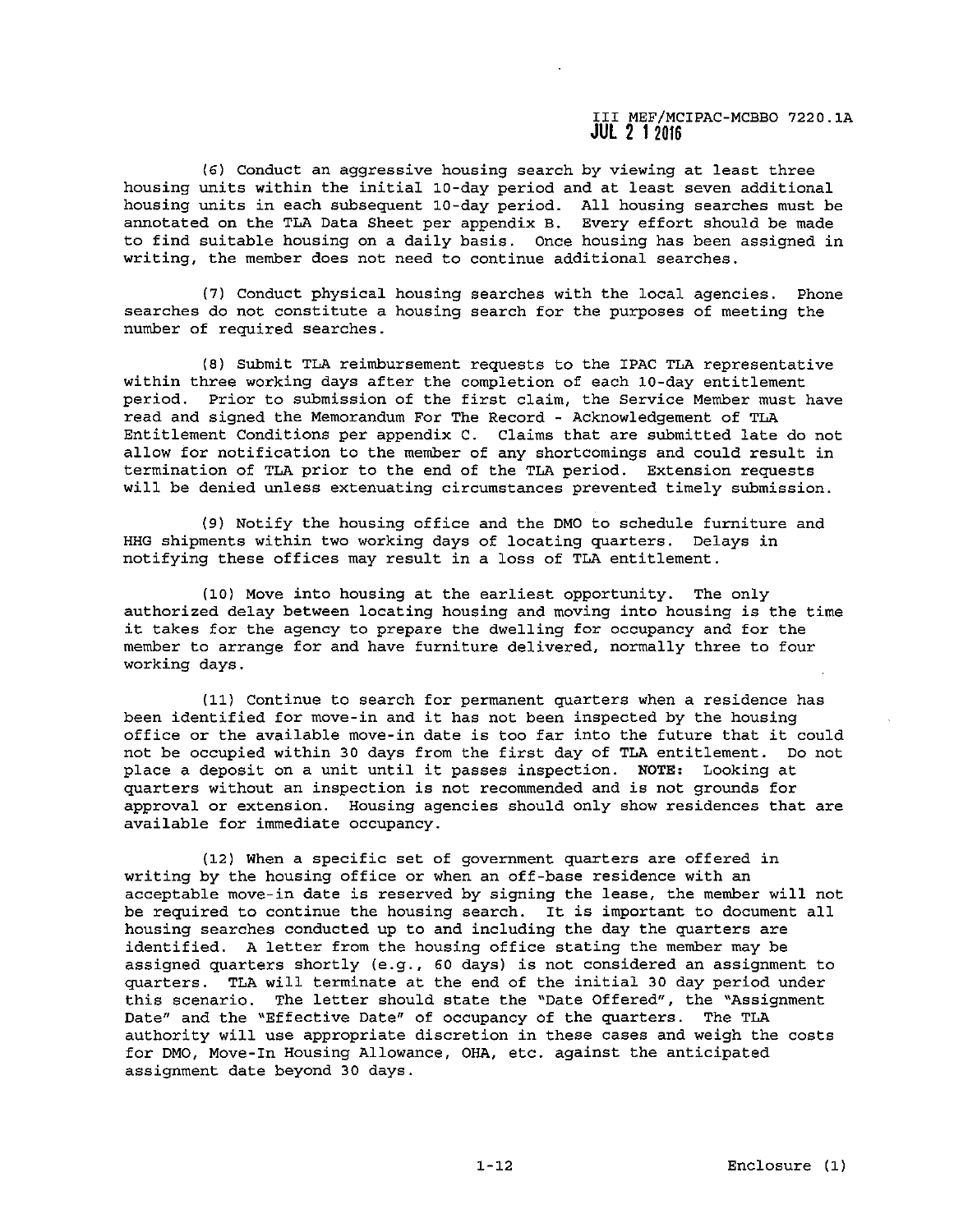(6) Conduct an aggressive housing search by viewing at least three housing units within the initial 10-day period and at least seven additional housing units in each subsequent 10-day period. All housing searches must be annotated on the TLA Data Sheet per appendix B. Every effort should be made to find suitable housing on a daily basis. Once housing has been assigned in writing, the member does not need to continue additional searches.

(7) Conduct physical housing searches with the local agencies. Phone searches do not constitute a housing search for the purposes of meeting the number of required searches.

(8) Submit TLA reimbursement requests to the IPAC TLA representative within three working days after the completion of each 10-day entitlement period. Prior to submission of the first claim, the Service Member must have read and signed the Memorandum For The Record - Acknowledgement of TLA Entitlement Conditions per appendix C. Claims that are submitted late do not allow for notification to the member of any shortcomings and could result in termination of TLA prior to the end of the TLA period. Extension requests will be denied unless extenuating circumstances prevented timely submission.

(9) Notify the housing office and the DMO to schedule furniture and HHG shipments within two working days of locating quarters. Delays in notifying these offices may result in a loss of TLA entitlement.

(10) Move into housing at the earliest opportunity. The only authorized delay between locating housing and moving into housing is the time it takes for the agency to prepare the dwelling for occupancy and for the member to arrange for and have furniture delivered, normally three to four working days.

(11) Continue to search for permanent quarters when a residence has been identified for move-in and it has not been inspected by the housing office or the available move-in date is too far into the future that it could not be occupied within 30 days from the first day of TLA entitlement. Do not place a deposit on a unit until it passes inspection. **NOTE:** Looking at quarters without an inspection is not recommended and is not grounds for approval or extension. Housing agencies should only show residences that are available for immediate occupancy.

(12) When a specific set of government quarters are offered in writing by the housing office or when an off-base residence with an acceptable move-in date is reserved by signing the lease, the member will not be required to continue the housing search. It is important to document all housing searches conducted up to and including the day the quarters are identified. A letter from the housing office stating the member may be assigned quarters shortly (e.g., 60 days) is not considered an assignment to quarters. TLA will terminate at the end of the initial 30 day period under this scenario. The letter should state the "Date Offered", the "Assignment Date" and the "Effective Date" of occupancy of the quarters. The TLA authority will use appropriate discretion in these cases and weigh the costs for DMO, Move-In Housing Allowance, OHA, etc. against the anticipated assignment date beyond 30 days.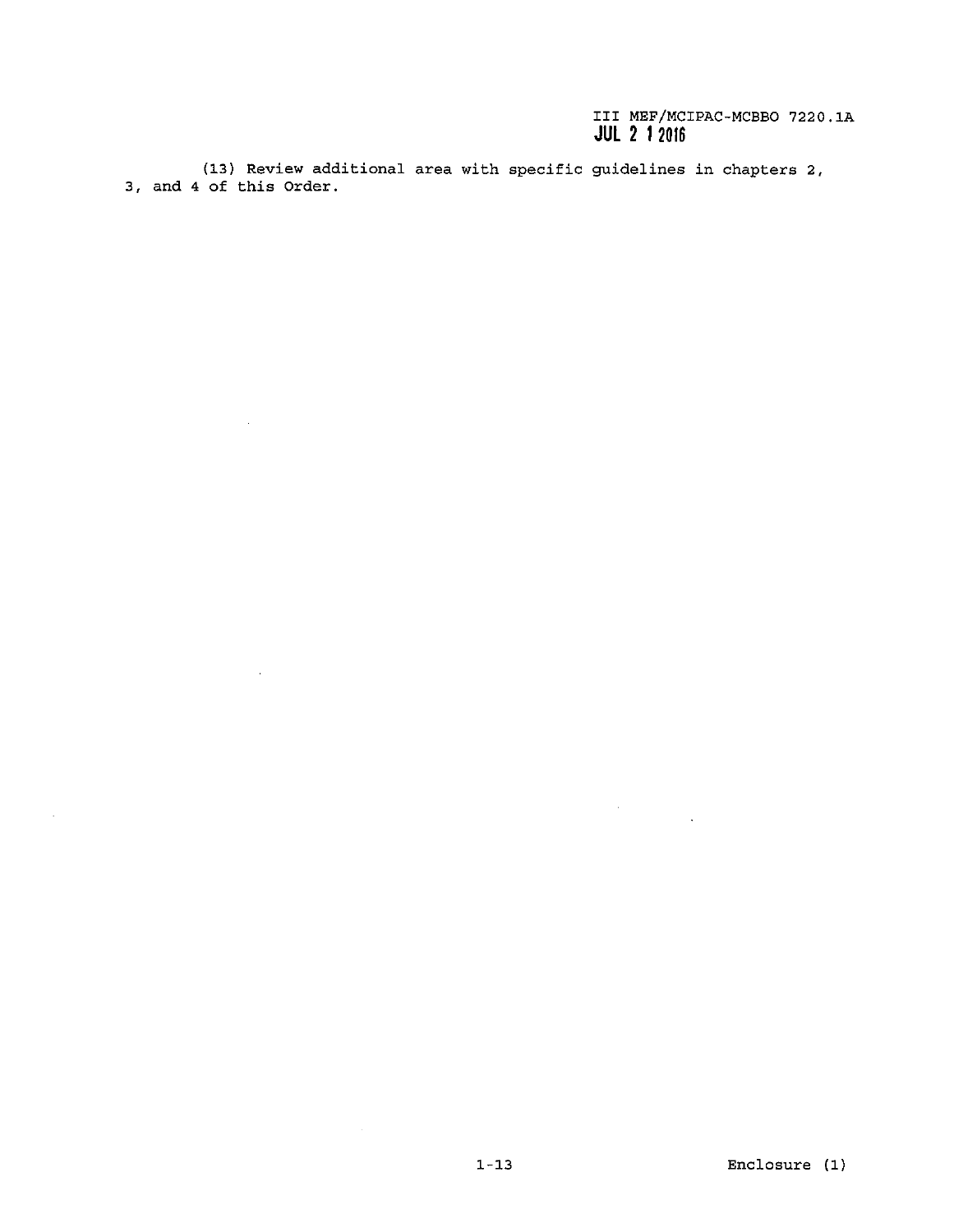(13) Review additional area with specific guidelines in chapters 2, 3, and 4 of this Order.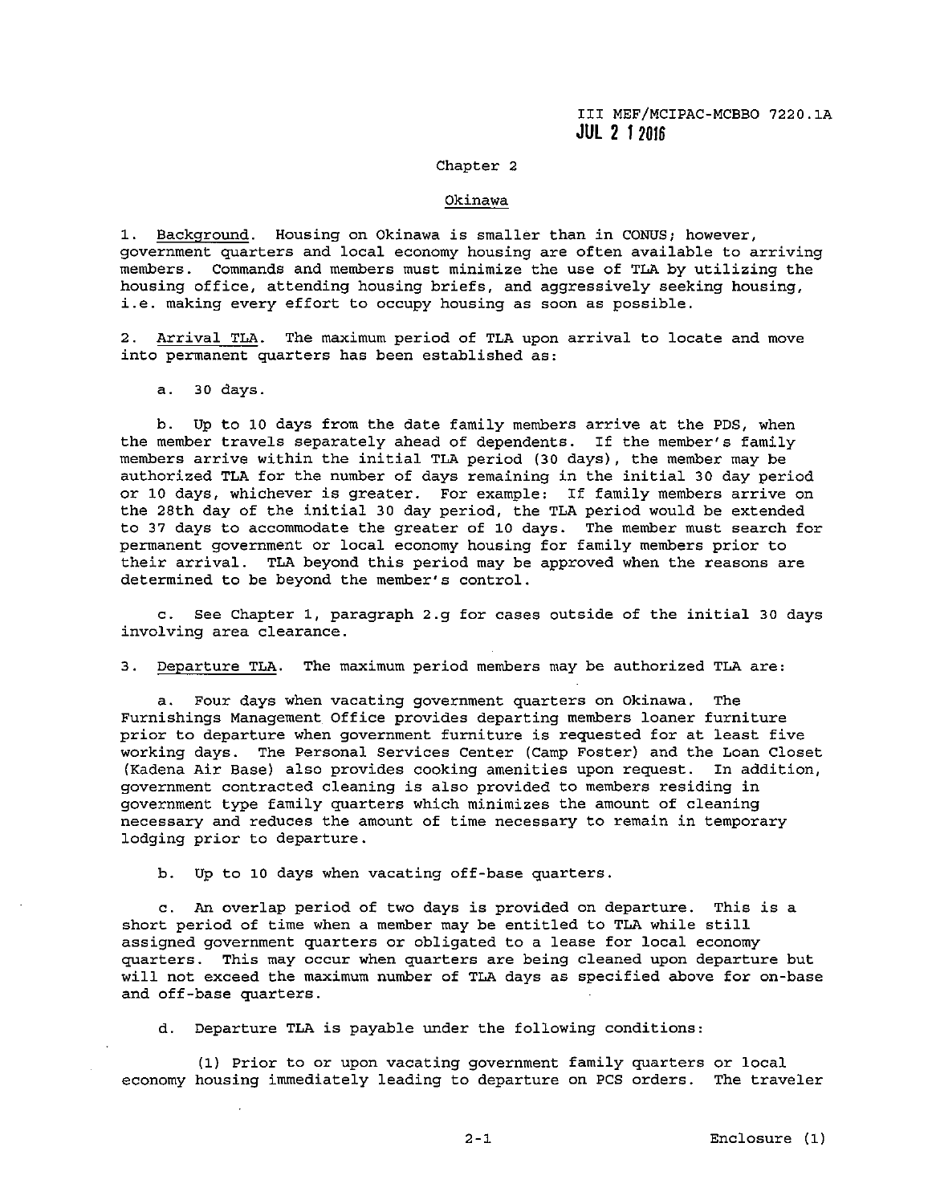III MEF/MCIPAC-MCBBO 7220.1A
JUL 2 1 2016

## Chapter 2

### Okinawa

1. Background. Housing on Okinawa is smaller than in CONUS; however, government quarters and local economy housing are often available to arriving members. Commands and members must minimize the use of TLA by utilizing the housing office, attending housing briefs, and aggressively seeking housing, i.e. making every effort to occupy housing as soon as possible.

2. Arrival TLA. The maximum period of TLA upon arrival to locate and move into permanent quarters has been established as:

   a. 30 days.

   b. Up to 10 days from the date family members arrive at the PDS, when the member travels separately ahead of dependents. If the member's family members arrive within the initial TLA period (30 days), the member may be authorized TLA for the number of days remaining in the initial 30 day period or 10 days, whichever is greater. For example: If family members arrive on the 28th day of the initial 30 day period, the TLA period would be extended to 37 days to accommodate the greater of 10 days. The member must search for permanent government or local economy housing for family members prior to their arrival. TLA beyond this period may be approved when the reasons are determined to be beyond the member's control.

   c. See Chapter 1, paragraph 2.g for cases outside of the initial 30 days involving area clearance.

3. Departure TLA. The maximum period members may be authorized TLA are:

   a. Four days when vacating government quarters on Okinawa. The Furnishings Management Office provides departing members loaner furniture prior to departure when government furniture is requested for at least five working days. The Personal Services Center (Camp Foster) and the Loan Closet (Kadena Air Base) also provides cooking amenities upon request. In addition, government contracted cleaning is also provided to members residing in government type family quarters which minimizes the amount of cleaning necessary and reduces the amount of time necessary to remain in temporary lodging prior to departure.

   b. Up to 10 days when vacating off-base quarters.

   c. An overlap period of two days is provided on departure. This is a short period of time when a member may be entitled to TLA while still assigned government quarters or obligated to a lease for local economy quarters. This may occur when quarters are being cleaned upon departure but will not exceed the maximum number of TLA days as specified above for on-base and off-base quarters.

   d. Departure TLA is payable under the following conditions:

      (1) Prior to or upon vacating government family quarters or local economy housing immediately leading to departure on PCS orders. The traveler

Enclosure (1)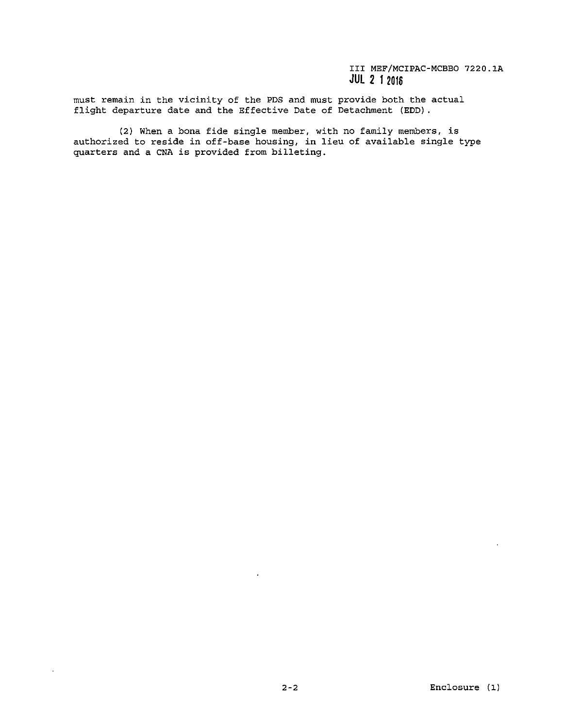must remain in the vicinity of the PDS and must provide both the actual flight departure date and the Effective Date of Detachment (EDD).

(2) When a bona fide single member, with no family members, is authorized to reside in off-base housing, in lieu of available single type quarters and a CNA is provided from billeting.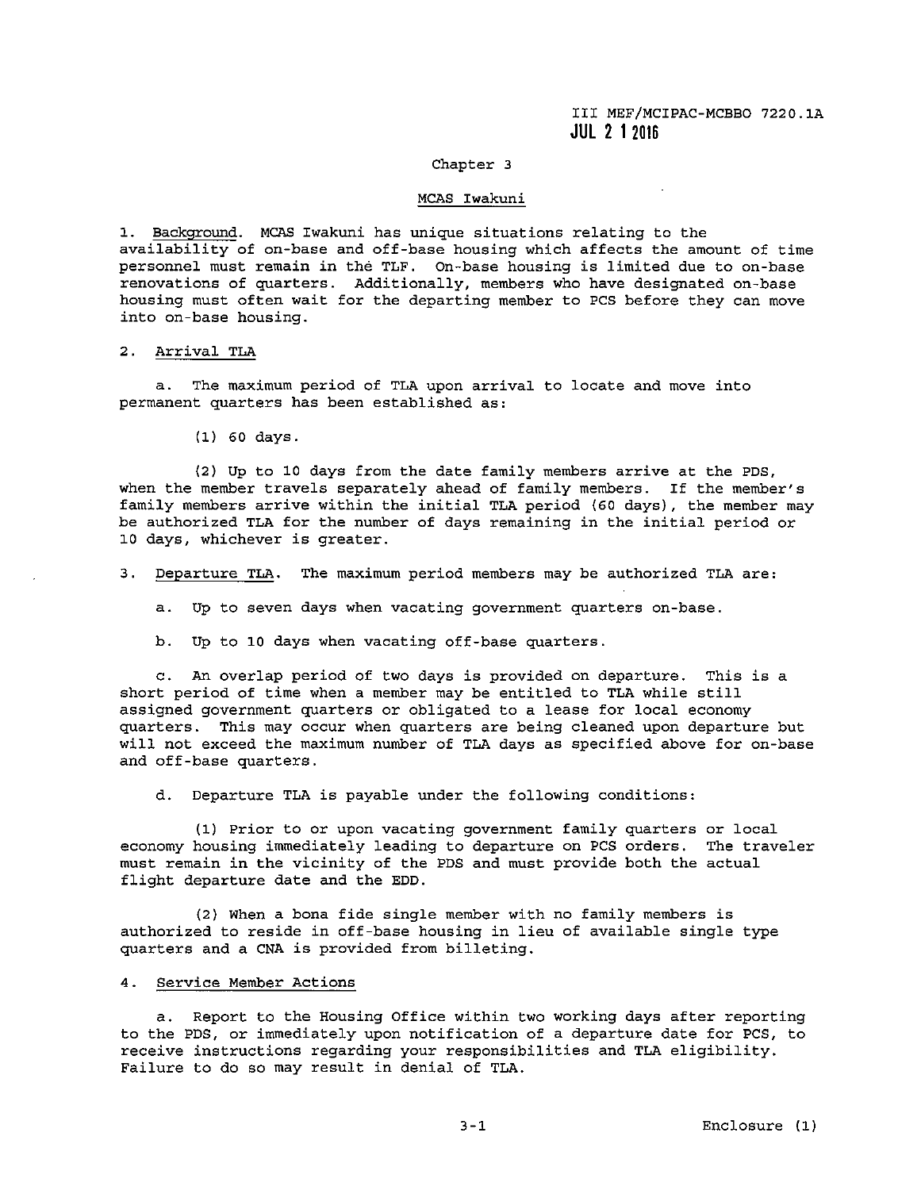## Chapter 3

### MCAS Iwakuni

1. Background. MCAS Iwakuni has unique situations relating to the availability of on-base and off-base housing which affects the amount of time personnel must remain in the TLF. On-base housing is limited due to on-base renovations of quarters. Additionally, members who have designated on-base housing must often wait for the departing member to PCS before they can move into on-base housing.

2. Arrival TLA

   a. The maximum period of TLA upon arrival to locate and move into permanent quarters has been established as:

      (1) 60 days.

      (2) Up to 10 days from the date family members arrive at the PDS, when the member travels separately ahead of family members. If the member's family members arrive within the initial TLA period (60 days), the member may be authorized TLA for the number of days remaining in the initial period or 10 days, whichever is greater.

3. Departure TLA. The maximum period members may be authorized TLA are:

   a. Up to seven days when vacating government quarters on-base.

   b. Up to 10 days when vacating off-base quarters.

   c. An overlap period of two days is provided on departure. This is a short period of time when a member may be entitled to TLA while still assigned government quarters or obligated to a lease for local economy quarters. This may occur when quarters are being cleaned upon departure but will not exceed the maximum number of TLA days as specified above for on-base and off-base quarters.

   d. Departure TLA is payable under the following conditions:

      (1) Prior to or upon vacating government family quarters or local economy housing immediately leading to departure on PCS orders. The traveler must remain in the vicinity of the PDS and must provide both the actual flight departure date and the EDD.

      (2) When a bona fide single member with no family members is authorized to reside in off-base housing in lieu of available single type quarters and a CNA is provided from billeting.

4. Service Member Actions

   a. Report to the Housing Office within two working days after reporting to the PDS, or immediately upon notification of a departure date for PCS, to receive instructions regarding your responsibilities and TLA eligibility. Failure to do so may result in denial of TLA.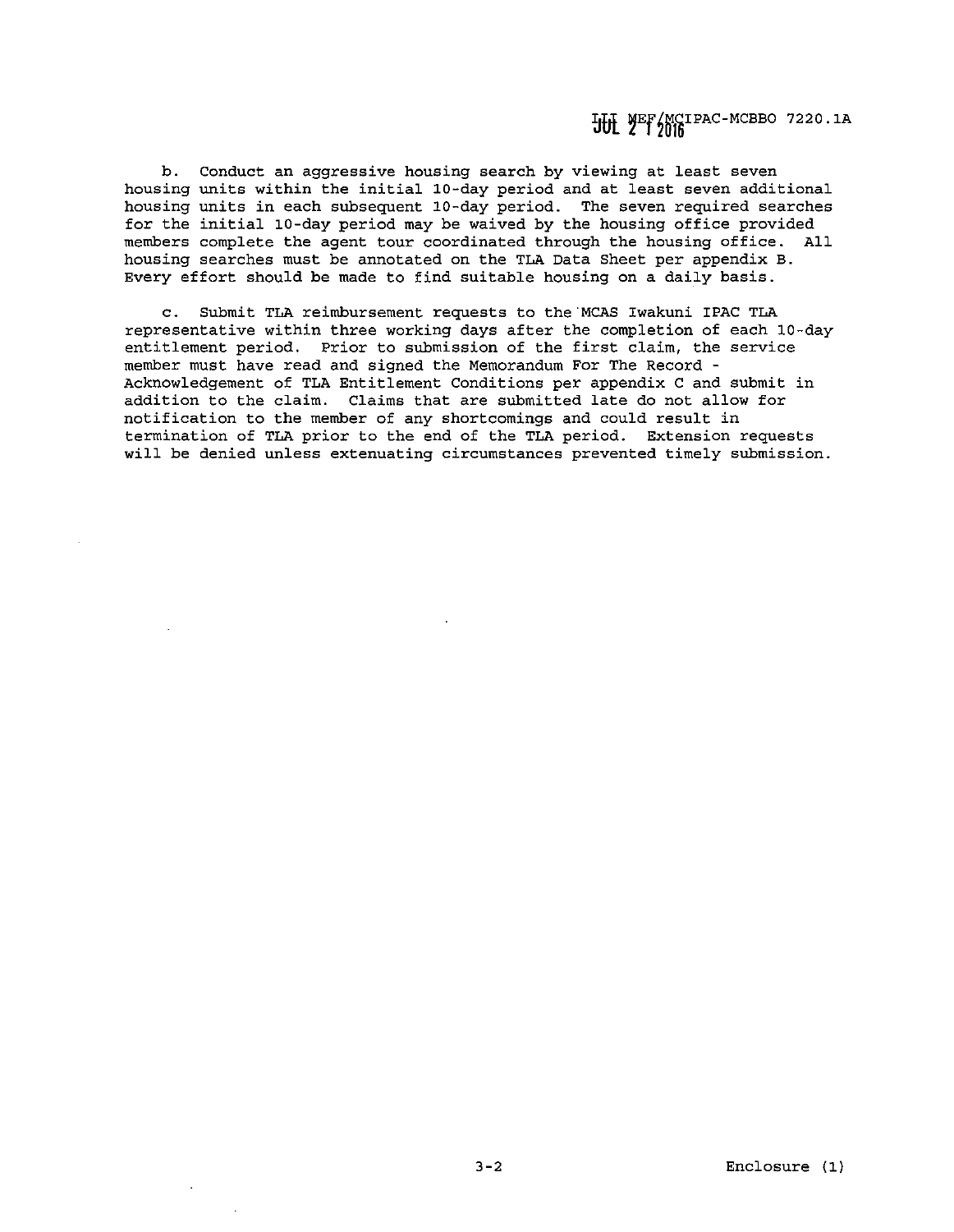b. Conduct an aggressive housing search by viewing at least seven housing units within the initial 10-day period and at least seven additional housing units in each subsequent 10-day period. The seven required searches for the initial 10-day period may be waived by the housing office provided members complete the agent tour coordinated through the housing office. All housing searches must be annotated on the TLA Data Sheet per appendix B. Every effort should be made to find suitable housing on a daily basis.

c. Submit TLA reimbursement requests to the MCAS Iwakuni IPAC TLA representative within three working days after the completion of each 10-day entitlement period. Prior to submission of the first claim, the service member must have read and signed the Memorandum For The Record - Acknowledgement of TLA Entitlement Conditions per appendix C and submit in addition to the claim. Claims that are submitted late do not allow for notification to the member of any shortcomings and could result in termination of TLA prior to the end of the TLA period. Extension requests will be denied unless extenuating circumstances prevented timely submission.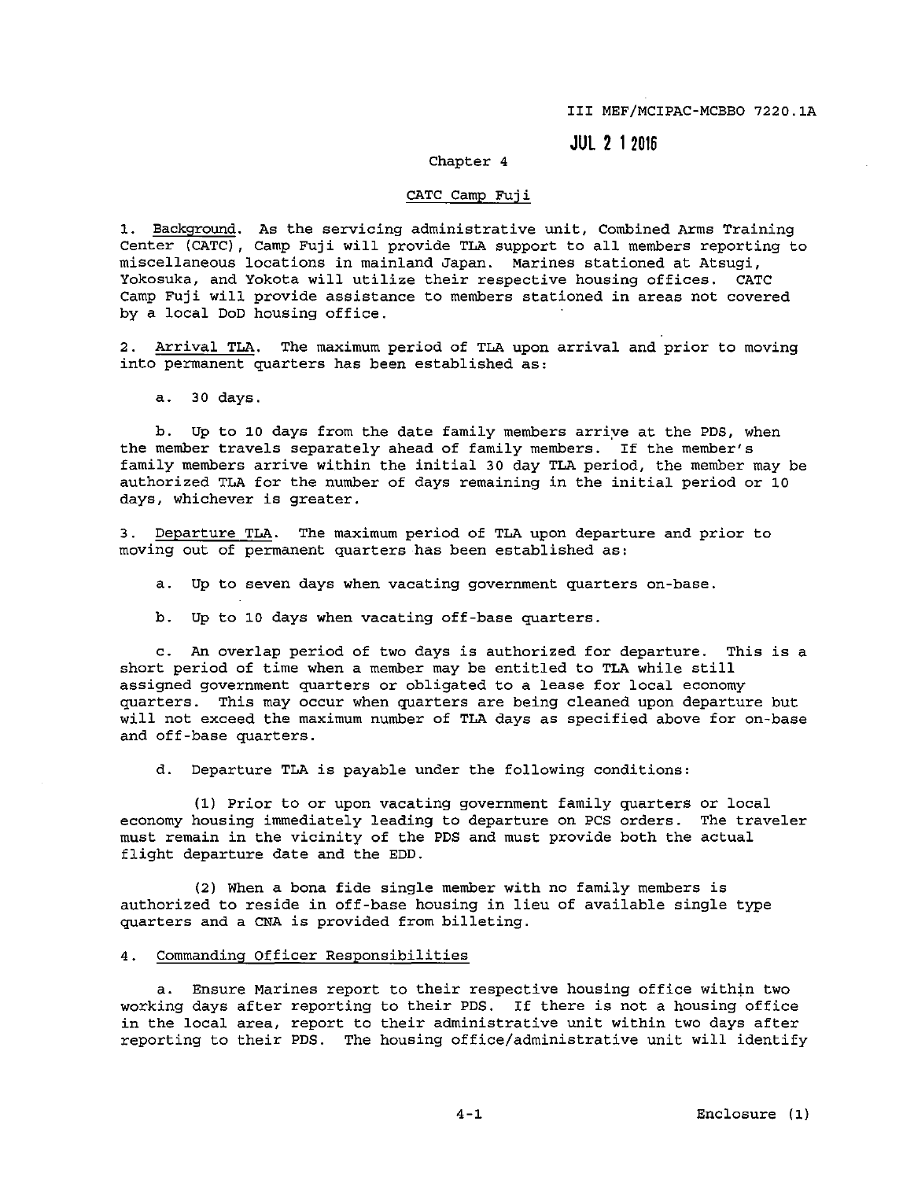III MEF/MCIPAC-MCBBO 7220.1A

JUL 2 1 2016

## Chapter 4

### CATC Camp Fuji

1. Background. As the servicing administrative unit, Combined Arms Training Center (CATC), Camp Fuji will provide TLA support to all members reporting to miscellaneous locations in mainland Japan. Marines stationed at Atsugi, Yokosuka, and Yokota will utilize their respective housing offices. CATC Camp Fuji will provide assistance to members stationed in areas not covered by a local DoD housing office.

2. Arrival TLA. The maximum period of TLA upon arrival and prior to moving into permanent quarters has been established as:

    a. 30 days.

    b. Up to 10 days from the date family members arrive at the PDS, when the member travels separately ahead of family members. If the member's family members arrive within the initial 30 day TLA period, the member may be authorized TLA for the number of days remaining in the initial period or 10 days, whichever is greater.

3. Departure TLA. The maximum period of TLA upon departure and prior to moving out of permanent quarters has been established as:

    a. Up to seven days when vacating government quarters on-base.

    b. Up to 10 days when vacating off-base quarters.

    c. An overlap period of two days is authorized for departure. This is a short period of time when a member may be entitled to TLA while still assigned government quarters or obligated to a lease for local economy quarters. This may occur when quarters are being cleaned upon departure but will not exceed the maximum number of TLA days as specified above for on-base and off-base quarters.

    d. Departure TLA is payable under the following conditions:

        (1) Prior to or upon vacating government family quarters or local economy housing immediately leading to departure on PCS orders. The traveler must remain in the vicinity of the PDS and must provide both the actual flight departure date and the EDD.

        (2) When a bona fide single member with no family members is authorized to reside in off-base housing in lieu of available single type quarters and a CNA is provided from billeting.

4. Commanding Officer Responsibilities

    a. Ensure Marines report to their respective housing office within two working days after reporting to their PDS. If there is not a housing office in the local area, report to their administrative unit within two days after reporting to their PDS. The housing office/administrative unit will identify

4-1 Enclosure (1)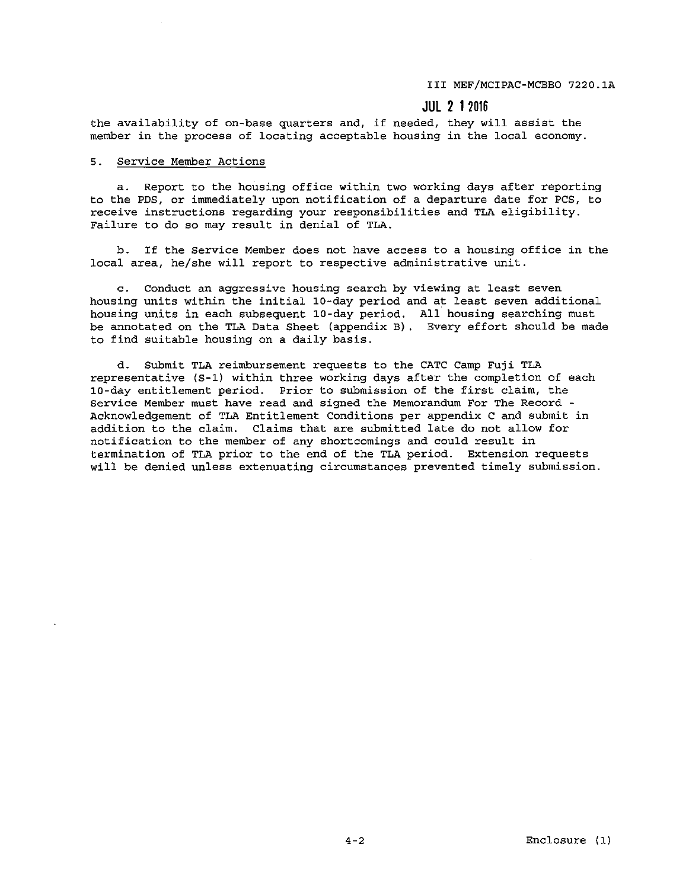the availability of on-base quarters and, if needed, they will assist the member in the process of locating acceptable housing in the local economy.

5. Service Member Actions

a. Report to the housing office within two working days after reporting to the PDS, or immediately upon notification of a departure date for PCS, to receive instructions regarding your responsibilities and TLA eligibility. Failure to do so may result in denial of TLA.

b. If the Service Member does not have access to a housing office in the local area, he/she will report to respective administrative unit.

c. Conduct an aggressive housing search by viewing at least seven housing units within the initial 10-day period and at least seven additional housing units in each subsequent 10-day period. All housing searching must be annotated on the TLA Data Sheet (appendix B). Every effort should be made to find suitable housing on a daily basis.

d. Submit TLA reimbursement requests to the CATC Camp Fuji TLA representative (S-1) within three working days after the completion of each 10-day entitlement period. Prior to submission of the first claim, the Service Member must have read and signed the Memorandum For The Record - Acknowledgement of TLA Entitlement Conditions per appendix C and submit in addition to the claim. Claims that are submitted late do not allow for notification to the member of any shortcomings and could result in termination of TLA prior to the end of the TLA period. Extension requests will be denied unless extenuating circumstances prevented timely submission.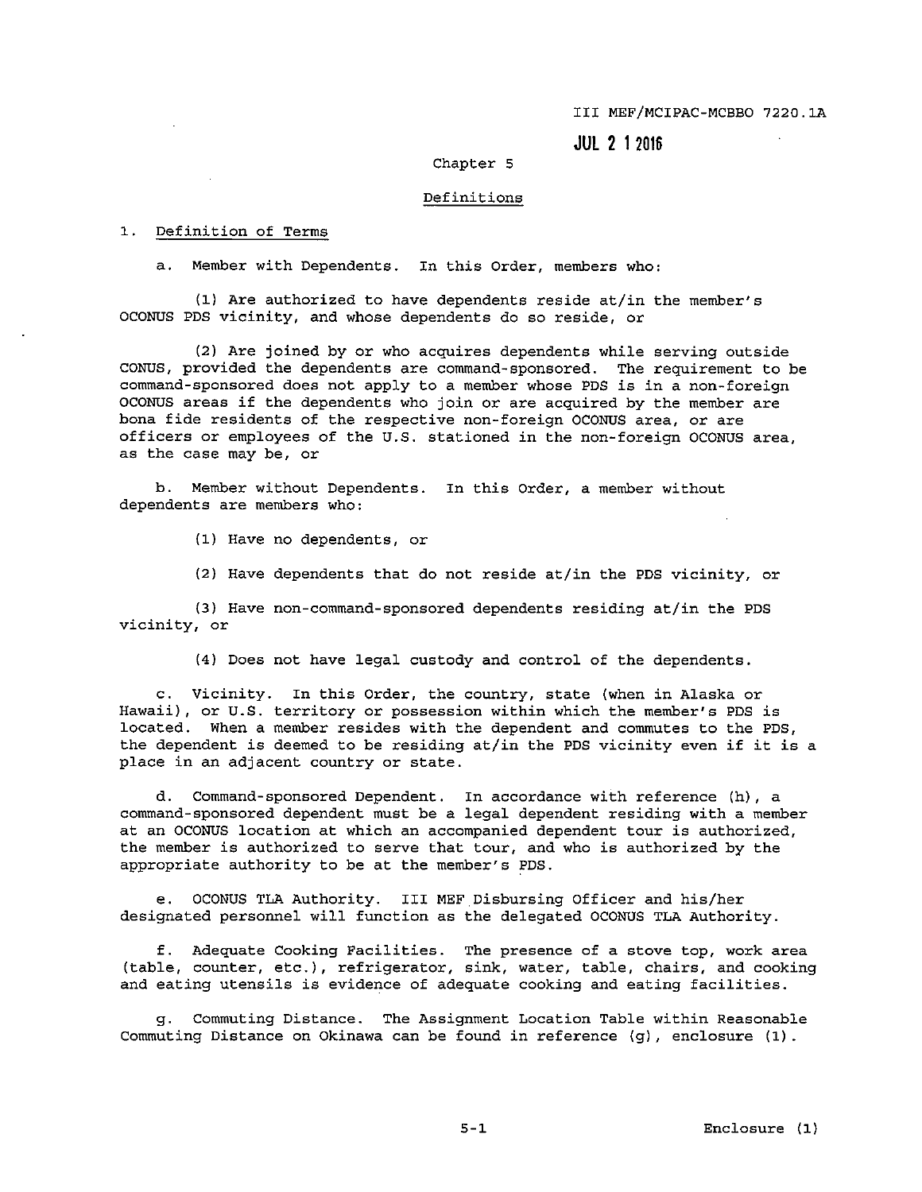JUL 2 1 2016

## Chapter 5

### Definitions

1. Definition of Terms

a. Member with Dependents. In this Order, members who:

(1) Are authorized to have dependents reside at/in the member's OCONUS PDS vicinity, and whose dependents do so reside, or

(2) Are joined by or who acquires dependents while serving outside CONUS, provided the dependents are command-sponsored. The requirement to be command-sponsored does not apply to a member whose PDS is in a non-foreign OCONUS areas if the dependents who join or are acquired by the member are bona fide residents of the respective non-foreign OCONUS area, or are officers or employees of the U.S. stationed in the non-foreign OCONUS area, as the case may be, or

b. Member without Dependents. In this Order, a member without dependents are members who:

(1) Have no dependents, or

(2) Have dependents that do not reside at/in the PDS vicinity, or

(3) Have non-command-sponsored dependents residing at/in the PDS vicinity, or

(4) Does not have legal custody and control of the dependents.

c. Vicinity. In this Order, the country, state (when in Alaska or Hawaii), or U.S. territory or possession within which the member's PDS is located. When a member resides with the dependent and commutes to the PDS, the dependent is deemed to be residing at/in the PDS vicinity even if it is a place in an adjacent country or state.

d. Command-sponsored Dependent. In accordance with reference (h), a command-sponsored dependent must be a legal dependent residing with a member at an OCONUS location at which an accompanied dependent tour is authorized, the member is authorized to serve that tour, and who is authorized by the appropriate authority to be at the member's PDS.

e. OCONUS TLA Authority. III MEF Disbursing Officer and his/her designated personnel will function as the delegated OCONUS TLA Authority.

f. Adequate Cooking Facilities. The presence of a stove top, work area (table, counter, etc.), refrigerator, sink, water, table, chairs, and cooking and eating utensils is evidence of adequate cooking and eating facilities.

g. Commuting Distance. The Assignment Location Table within Reasonable Commuting Distance on Okinawa can be found in reference (g), enclosure (1).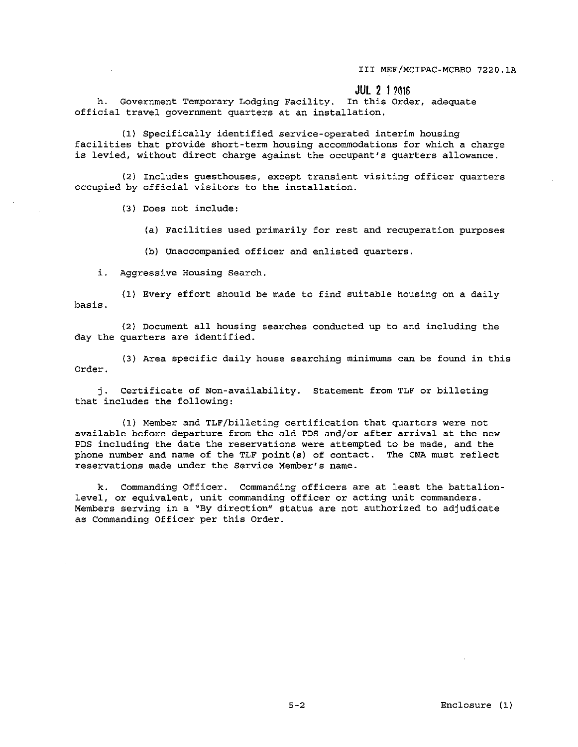h. Government Temporary Lodging Facility. In this Order, adequate official travel government quarters at an installation.

(1) Specifically identified service-operated interim housing facilities that provide short-term housing accommodations for which a charge is levied, without direct charge against the occupant's quarters allowance.

(2) Includes guesthouses, except transient visiting officer quarters occupied by official visitors to the installation.

(3) Does not include:

(a) Facilities used primarily for rest and recuperation purposes

(b) Unaccompanied officer and enlisted quarters.

i. Aggressive Housing Search.

(1) Every effort should be made to find suitable housing on a daily basis.

(2) Document all housing searches conducted up to and including the day the quarters are identified.

(3) Area specific daily house searching minimums can be found in this Order.

j. Certificate of Non-availability. Statement from TLF or billeting that includes the following:

(1) Member and TLF/billeting certification that quarters were not available before departure from the old PDS and/or after arrival at the new PDS including the date the reservations were attempted to be made, and the phone number and name of the TLF point(s) of contact. The CNA must reflect reservations made under the Service Member's name.

k. Commanding Officer. Commanding officers are at least the battalion-level, or equivalent, unit commanding officer or acting unit commanders. Members serving in a "By direction" status are not authorized to adjudicate as Commanding Officer per this Order.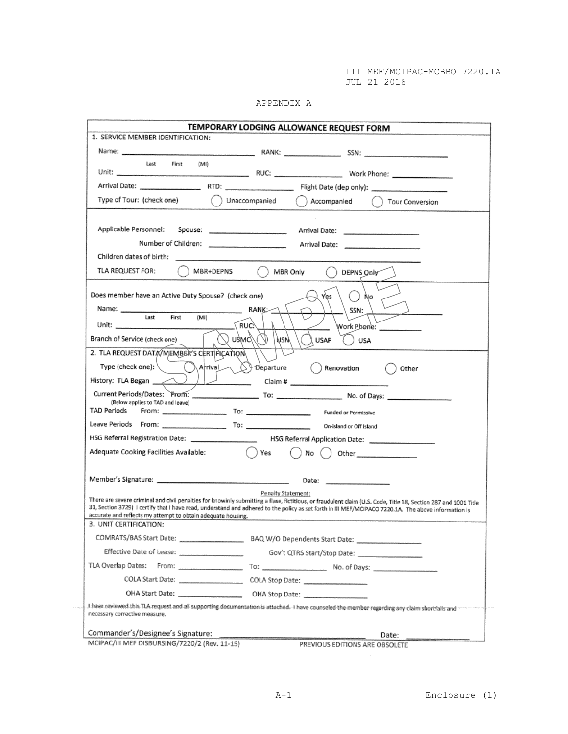APPENDIX A

# TEMPORARY LODGING ALLOWANCE REQUEST FORM

## 1. SERVICE MEMBER IDENTIFICATION:

Name: ______________________________ RANK: ______________ SSN: ____________________
      Last    First    (MI)

Unit: ______________________________ RUC: ________________ Work Phone: ______________

Arrival Date: ______________ RTD: ________________ Flight Date (dep only): ________________

Type of Tour: (check one) ◯ Unaccompanied ◯ Accompanied ◯ Tour Conversion

Applicable Personnel: Spouse: __________________ Arrival Date: __________________

Number of Children: __________________ Arrival Date: __________________

Children dates of birth: ______________________________________________

TLA REQUEST FOR: ◯ MBR+DEPNS ◯ MBR Only ◯ DEPNS Only

Does member have an Active Duty Spouse? (check one) ◯ Yes ◯ No

Name: ______________________________ RANK: ______________ SSN: ____________________
      Last    First    (MI)

Unit: ______________________________ RUC: ________________ Work Phone: ______________

Branch of Service (check one) ◯ USMC ◯ USN ◯ USAF ◯ USA

## 2. TLA REQUEST DATA/MEMBER'S CERTIFICATION

Type (check one): ◯ Arrival ◯ Departure ◯ Renovation ◯ Other

History: TLA Began ________________ Claim # ________________________

Current Periods/Dates: From: ________________ To: ________________ No. of Days: ________________

(Below applies to TAD and leave)

TAD Periods From: ________________ To: ________________ Funded or Permissive

Leave Periods From: ________________ To: ________________ On-island or Off Island

HSG Referral Registration Date: ________________ HSG Referral Application Date: ________________

Adequate Cooking Facilities Available: ◯ Yes ◯ No ◯ Other ______________

Member's Signature: ______________________________ Date: ______________

Penalty Statement:

There are severe criminal and civil penalties for knowinly submitting a flase, fictitious, or fraudulent claim (U.S. Code, Title 18, Section 287 and 1001 Title 31, Section 3729) I certify that I have read, understand and adhered to the policy as set forth in III MEF/MCIPACO 7220.1A. The above information is accurate and reflects my attempt to obtain adequate housing.

## 3. UNIT CERTIFICATION:

COMRATS/BAS Start Date: ________________ BAQ W/O Dependents Start Date: ________________

Effective Date of Lease: ________________ Gov't QTRS Start/Stop Date: ________________

TLA Overlap Dates: From: ________________ To: ________________ No. of Days: ________________

COLA Start Date: ________________ COLA Stop Date: ________________

OHA Start Date: ________________ OHA Stop Date: ________________

I have reviewed this TLA request and all supporting documentation is attached. I have counseled the member regarding any claim shortfalls and necessary corrective measure.

Commander's/Designee's Signature: ______________________________ Date: ______________

MCIPAC/III MEF DISBURSING/7220/2 (Rev. 11-15) PREVIOUS EDITIONS ARE OBSOLETE

SAMPLE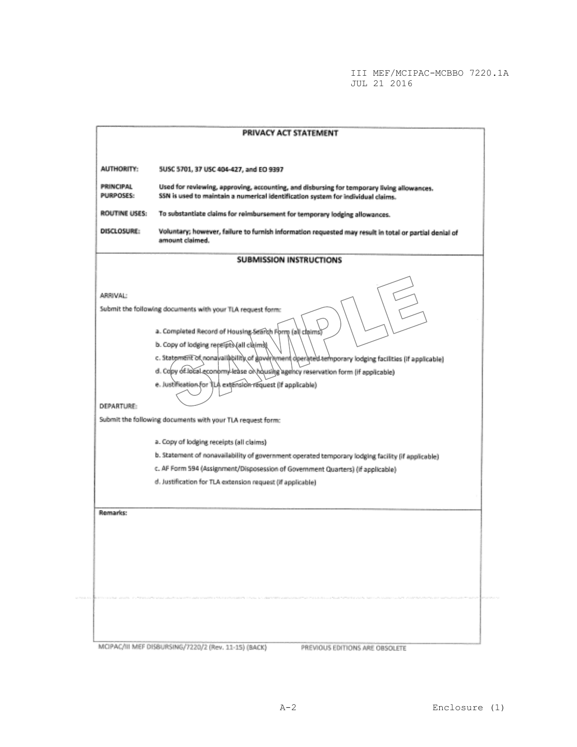## PRIVACY ACT STATEMENT

**AUTHORITY:** 5USC 5701, 37 USC 404-427, and EO 9397

**PRINCIPAL PURPOSES:** Used for reviewing, approving, accounting, and disbursing for temporary living allowances. SSN is used to maintain a numerical identification system for individual claims.

**ROUTINE USES:** To substantiate claims for reimbursement for temporary lodging allowances.

**DISCLOSURE:** Voluntary; however, failure to furnish information requested may result in total or partial denial of amount claimed.

## SUBMISSION INSTRUCTIONS

SAMPLE

ARRIVAL:

Submit the following documents with your TLA request form:

a. Completed Record of Housing Search Form (all claims)

b. Copy of lodging receipts (all claims)

c. Statement of nonavailability of government operated temporary lodging facilities (if applicable)

d. Copy of local economy lease or housing agency reservation form (if applicable)

e. Justification for TLA extension request (if applicable)

DEPARTURE:

Submit the following documents with your TLA request form:

a. Copy of lodging receipts (all claims)

b. Statement of nonavailability of government operated temporary lodging facility (if applicable)

c. AF Form 594 (Assignment/Disposession of Government Quarters) (if applicable)

d. Justification for TLA extension request (if applicable)

**Remarks:**

MCIPAC/III MEF DISBURSING/7220/2 (Rev. 11-15) (BACK) PREVIOUS EDITIONS ARE OBSOLETE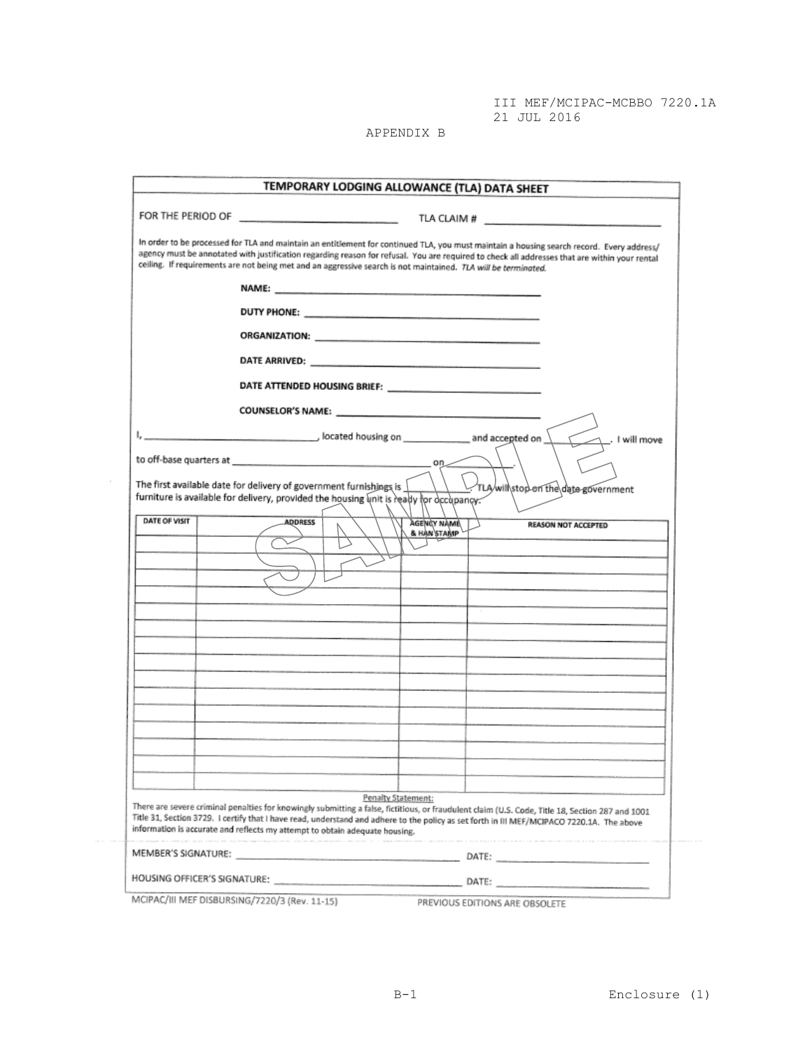APPENDIX B

## TEMPORARY LODGING ALLOWANCE (TLA) DATA SHEET

FOR THE PERIOD OF ____________________ TLA CLAIM # ____________________

In order to be processed for TLA and maintain an entitlement for continued TLA, you must maintain a housing search record. Every address/ agency must be annotated with justification regarding reason for refusal. You are required to check all addresses that are within your rental ceiling. If requirements are not being met and an aggressive search is not maintained. *TLA will be terminated.*

**NAME:** ____________________

**DUTY PHONE:** ____________________

**ORGANIZATION:** ____________________

**DATE ARRIVED:** ____________________

**DATE ATTENDED HOUSING BRIEF:** ____________________

**COUNSELOR'S NAME:** ____________________

I, ____________________, located housing on __________ and accepted on __________. I will move to off-base quarters at ____________________ on __________.

The first available date for delivery of government furnishings is __________. TLA will stop on the date government furniture is available for delivery, provided the housing unit is ready for occupancy.

SAMPLE

| DATE OF VISIT | ADDRESS | AGENCY NAME & HAN STAMP | REASON NOT ACCEPTED |
|---|---|---|---|
| | | | |
| | | | |
| | | | |
| | | | |
| | | | |
| | | | |
| | | | |
| | | | |
| | | | |
| | | | |
| | | | |
| | | | |
| | | | |
| | | | |
| | | | |
| | | | |

Penalty Statement:

There are severe criminal penalties for knowingly submitting a false, fictitious, or fraudulent claim (U.S. Code, Title 18, Section 287 and 1001 Title 31, Section 3729. I certify that I have read, understand and adhere to the policy as set forth in III MEF/MCIPACO 7220.1A. The above information is accurate and reflects my attempt to obtain adequate housing.

MEMBER'S SIGNATURE: ____________________ DATE: ____________________

HOUSING OFFICER'S SIGNATURE: ____________________ DATE: ____________________

MCIPAC/III MEF DISBURSING/7220/3 (Rev. 11-15) PREVIOUS EDITIONS ARE OBSOLETE

Enclosure (1)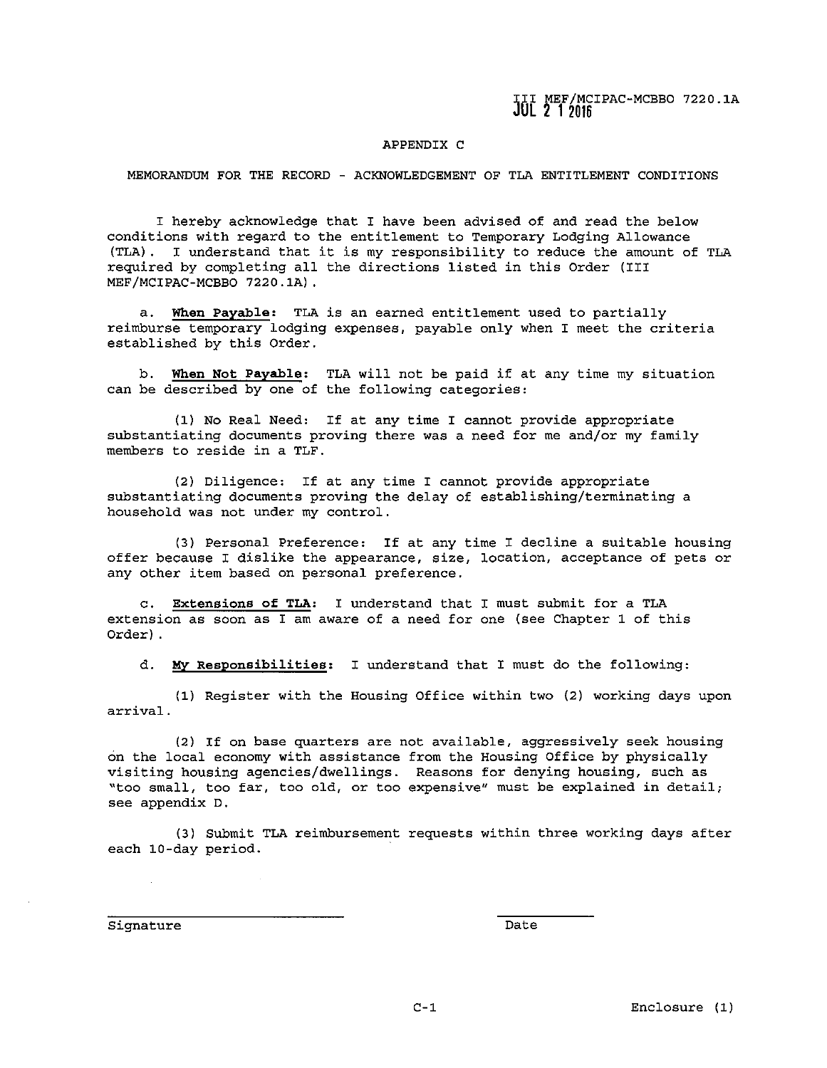III MEF/MCIPAC-MCBBO 7220.1A
JUL 2 1 2016

## APPENDIX C

## MEMORANDUM FOR THE RECORD - ACKNOWLEDGEMENT OF TLA ENTITLEMENT CONDITIONS

I hereby acknowledge that I have been advised of and read the below conditions with regard to the entitlement to Temporary Lodging Allowance (TLA). I understand that it is my responsibility to reduce the amount of TLA required by completing all the directions listed in this Order (III MEF/MCIPAC-MCBBO 7220.1A).

a. **When Payable:** TLA is an earned entitlement used to partially reimburse temporary lodging expenses, payable only when I meet the criteria established by this Order.

b. **When Not Payable:** TLA will not be paid if at any time my situation can be described by one of the following categories:

(1) No Real Need: If at any time I cannot provide appropriate substantiating documents proving there was a need for me and/or my family members to reside in a TLF.

(2) Diligence: If at any time I cannot provide appropriate substantiating documents proving the delay of establishing/terminating a household was not under my control.

(3) Personal Preference: If at any time I decline a suitable housing offer because I dislike the appearance, size, location, acceptance of pets or any other item based on personal preference.

c. **Extensions of TLA:** I understand that I must submit for a TLA extension as soon as I am aware of a need for one (see Chapter 1 of this Order).

d. **My Responsibilities:** I understand that I must do the following:

(1) Register with the Housing Office within two (2) working days upon arrival.

(2) If on base quarters are not available, aggressively seek housing on the local economy with assistance from the Housing Office by physically visiting housing agencies/dwellings. Reasons for denying housing, such as "too small, too far, too old, or too expensive" must be explained in detail; see appendix D.

(3) Submit TLA reimbursement requests within three working days after each 10-day period.

\_\_\_\_\_\_\_\_\_\_\_\_\_\_\_\_\_\_\_\_\_\_\_\_\_\_\_\_\_ \_\_\_\_\_\_\_\_\_\_\_
Signature Date

C-1 Enclosure (1)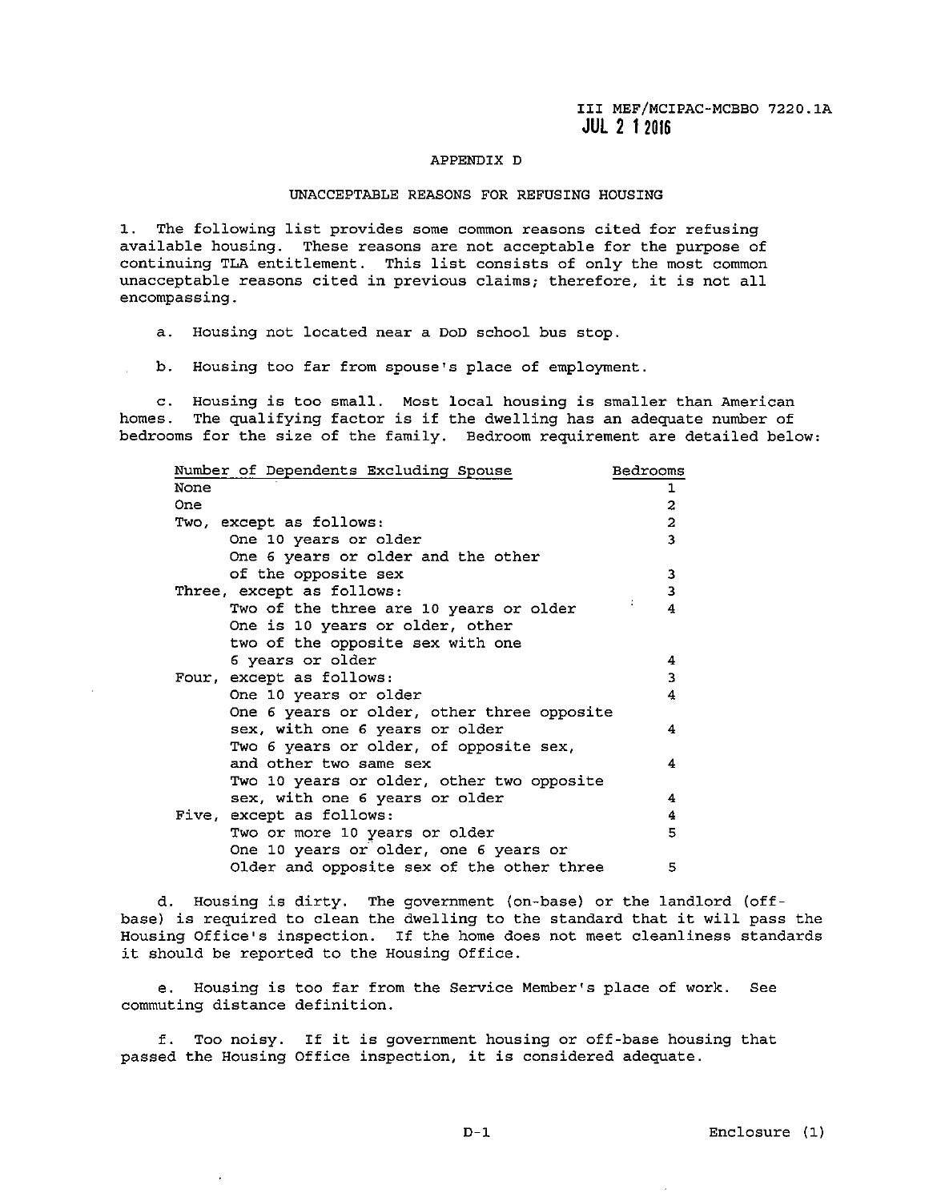## APPENDIX D

## UNACCEPTABLE REASONS FOR REFUSING HOUSING

1. The following list provides some common reasons cited for refusing available housing. These reasons are not acceptable for the purpose of continuing TLA entitlement. This list consists of only the most common unacceptable reasons cited in previous claims; therefore, it is not all encompassing.

   a. Housing not located near a DoD school bus stop.

   b. Housing too far from spouse's place of employment.

   c. Housing is too small. Most local housing is smaller than American homes. The qualifying factor is if the dwelling has an adequate number of bedrooms for the size of the family. Bedroom requirement are detailed below:

| Number of Dependents Excluding Spouse | Bedrooms |
|---|---|
| None | 1 |
| One | 2 |
| Two, except as follows: | 2 |
| One 10 years or older | 3 |
| One 6 years or older and the other of the opposite sex | 3 |
| Three, except as follows: | 3 |
| Two of the three are 10 years or older | 4 |
| One is 10 years or older, other two of the opposite sex with one 6 years or older | 4 |
| Four, except as follows: | 3 |
| One 10 years or older | 4 |
| One 6 years or older, other three opposite sex, with one 6 years or older | 4 |
| Two 6 years or older, of opposite sex, and other two same sex | 4 |
| Two 10 years or older, other two opposite sex, with one 6 years or older | 4 |
| Five, except as follows: | 4 |
| Two or more 10 years or older | 5 |
| One 10 years or older, one 6 years or Older and opposite sex of the other three | 5 |

   d. Housing is dirty. The government (on-base) or the landlord (off-base) is required to clean the dwelling to the standard that it will pass the Housing Office's inspection. If the home does not meet cleanliness standards it should be reported to the Housing Office.

   e. Housing is too far from the Service Member's place of work. See commuting distance definition.

   f. Too noisy. If it is government housing or off-base housing that passed the Housing Office inspection, it is considered adequate.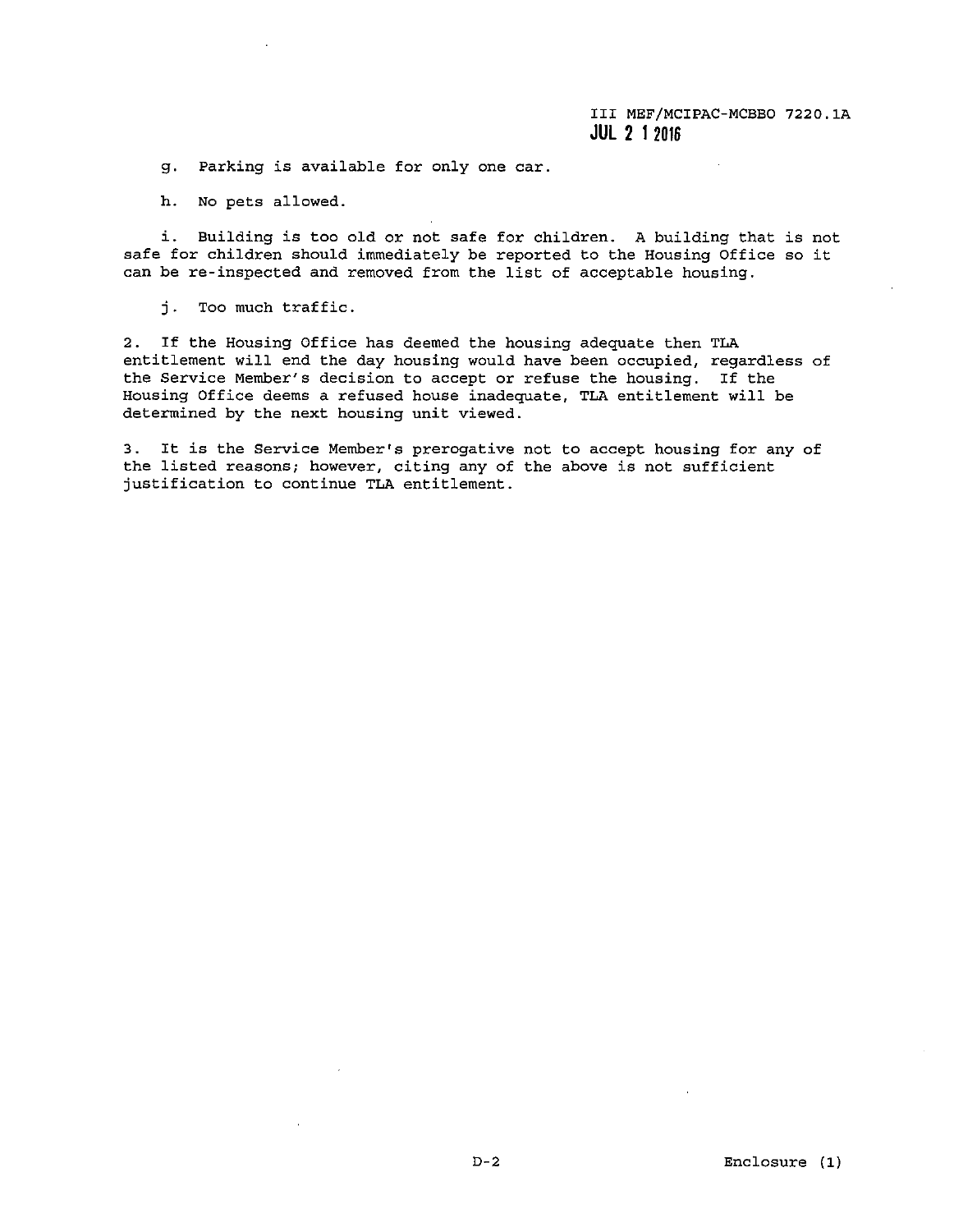g. Parking is available for only one car.

h. No pets allowed.

i. Building is too old or not safe for children. A building that is not safe for children should immediately be reported to the Housing Office so it can be re-inspected and removed from the list of acceptable housing.

j. Too much traffic.

2. If the Housing Office has deemed the housing adequate then TLA entitlement will end the day housing would have been occupied, regardless of the Service Member's decision to accept or refuse the housing. If the Housing Office deems a refused house inadequate, TLA entitlement will be determined by the next housing unit viewed.

3. It is the Service Member's prerogative not to accept housing for any of the listed reasons; however, citing any of the above is not sufficient justification to continue TLA entitlement.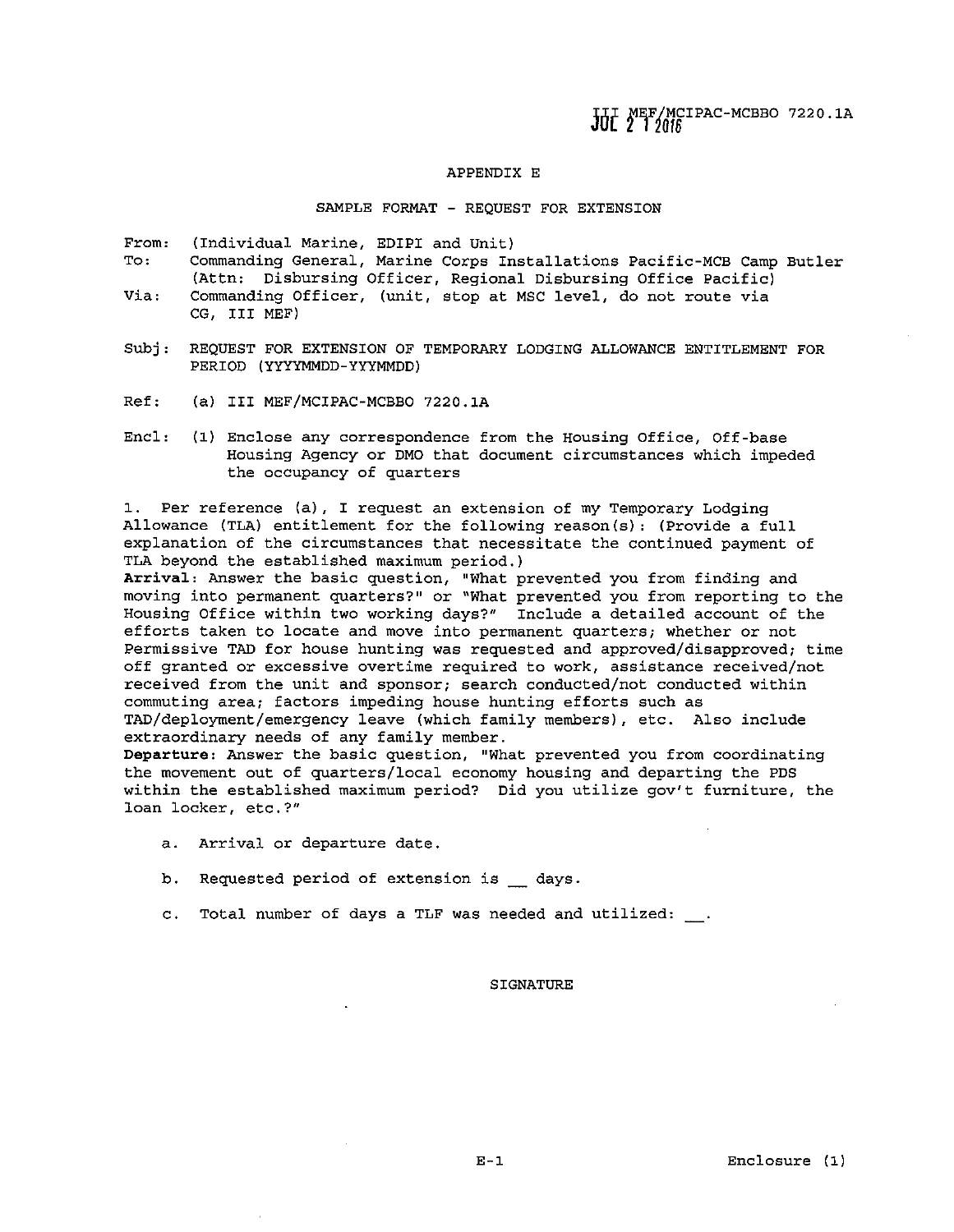III MEF/MCIPAC-MCBBO 7220.1A
JUL 2 1 2016

## APPENDIX E

### SAMPLE FORMAT - REQUEST FOR EXTENSION

From: (Individual Marine, EDIPI and Unit)
To: Commanding General, Marine Corps Installations Pacific-MCB Camp Butler (Attn: Disbursing Officer, Regional Disbursing Office Pacific)
Via: Commanding Officer, (unit, stop at MSC level, do not route via CG, III MEF)

Subj: REQUEST FOR EXTENSION OF TEMPORARY LODGING ALLOWANCE ENTITLEMENT FOR PERIOD (YYYYMMDD-YYYYMMDD)

Ref: (a) III MEF/MCIPAC-MCBBO 7220.1A

Encl: (1) Enclose any correspondence from the Housing Office, Off-base Housing Agency or DMO that document circumstances which impeded the occupancy of quarters

1. Per reference (a), I request an extension of my Temporary Lodging Allowance (TLA) entitlement for the following reason(s): (Provide a full explanation of the circumstances that necessitate the continued payment of TLA beyond the established maximum period.)
**Arrival**: Answer the basic question, "What prevented you from finding and moving into permanent quarters?" or "What prevented you from reporting to the Housing Office within two working days?" Include a detailed account of the efforts taken to locate and move into permanent quarters; whether or not Permissive TAD for house hunting was requested and approved/disapproved; time off granted or excessive overtime required to work, assistance received/not received from the unit and sponsor; search conducted/not conducted within commuting area; factors impeding house hunting efforts such as TAD/deployment/emergency leave (which family members), etc. Also include extraordinary needs of any family member.
**Departure**: Answer the basic question, "What prevented you from coordinating the movement out of quarters/local economy housing and departing the PDS within the established maximum period? Did you utilize gov't furniture, the loan locker, etc.?"

a. Arrival or departure date.

b. Requested period of extension is __ days.

c. Total number of days a TLF was needed and utilized: __.

SIGNATURE

Enclosure (1)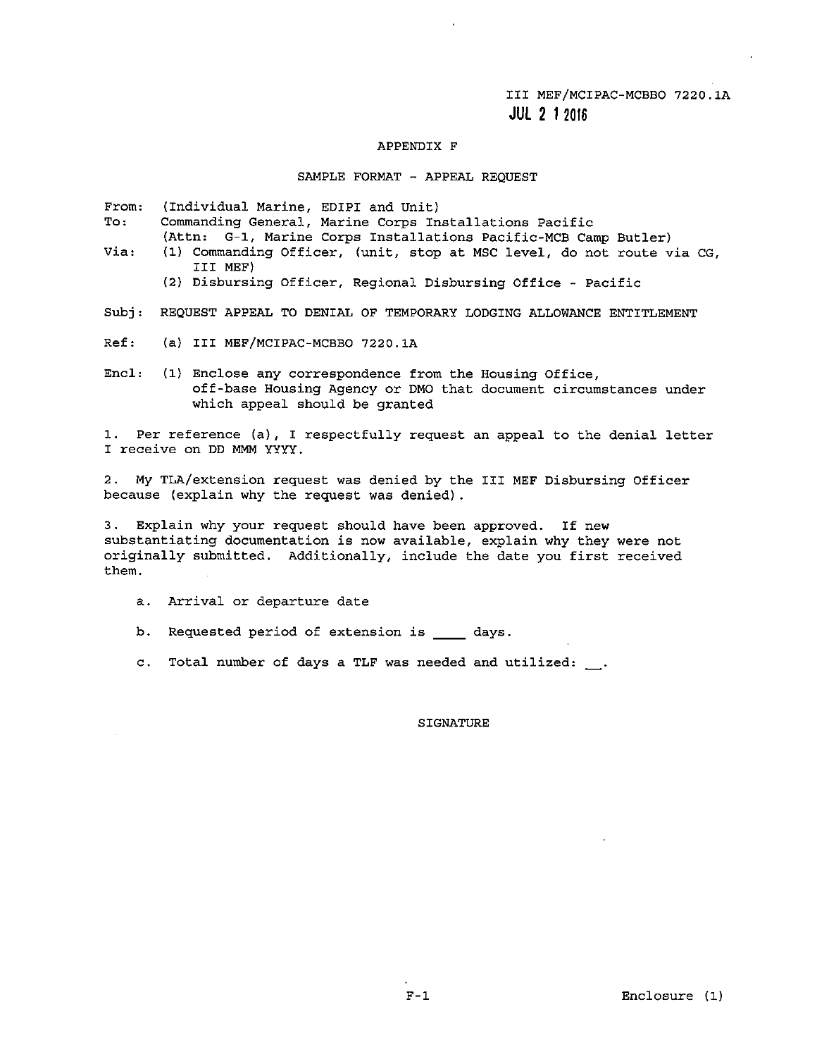III MEF/MCIPAC-MCBBO 7220.1A
JUL 2 1 2016

APPENDIX F

SAMPLE FORMAT - APPEAL REQUEST

From: (Individual Marine, EDIPI and Unit)
To: Commanding General, Marine Corps Installations Pacific
(Attn: G-1, Marine Corps Installations Pacific-MCB Camp Butler)
Via: (1) Commanding Officer, (unit, stop at MSC level, do not route via CG, III MEF)
(2) Disbursing Officer, Regional Disbursing Office - Pacific

Subj: REQUEST APPEAL TO DENIAL OF TEMPORARY LODGING ALLOWANCE ENTITLEMENT

Ref: (a) III MEF/MCIPAC-MCBBO 7220.1A

Encl: (1) Enclose any correspondence from the Housing Office, off-base Housing Agency or DMO that document circumstances under which appeal should be granted

1. Per reference (a), I respectfully request an appeal to the denial letter I receive on DD MMM YYYY.

2. My TLA/extension request was denied by the III MEF Disbursing Officer because (explain why the request was denied).

3. Explain why your request should have been approved. If new substantiating documentation is now available, explain why they were not originally submitted. Additionally, include the date you first received them.

a. Arrival or departure date

b. Requested period of extension is ____ days.

c. Total number of days a TLF was needed and utilized: __.

SIGNATURE

F-1 Enclosure (1)